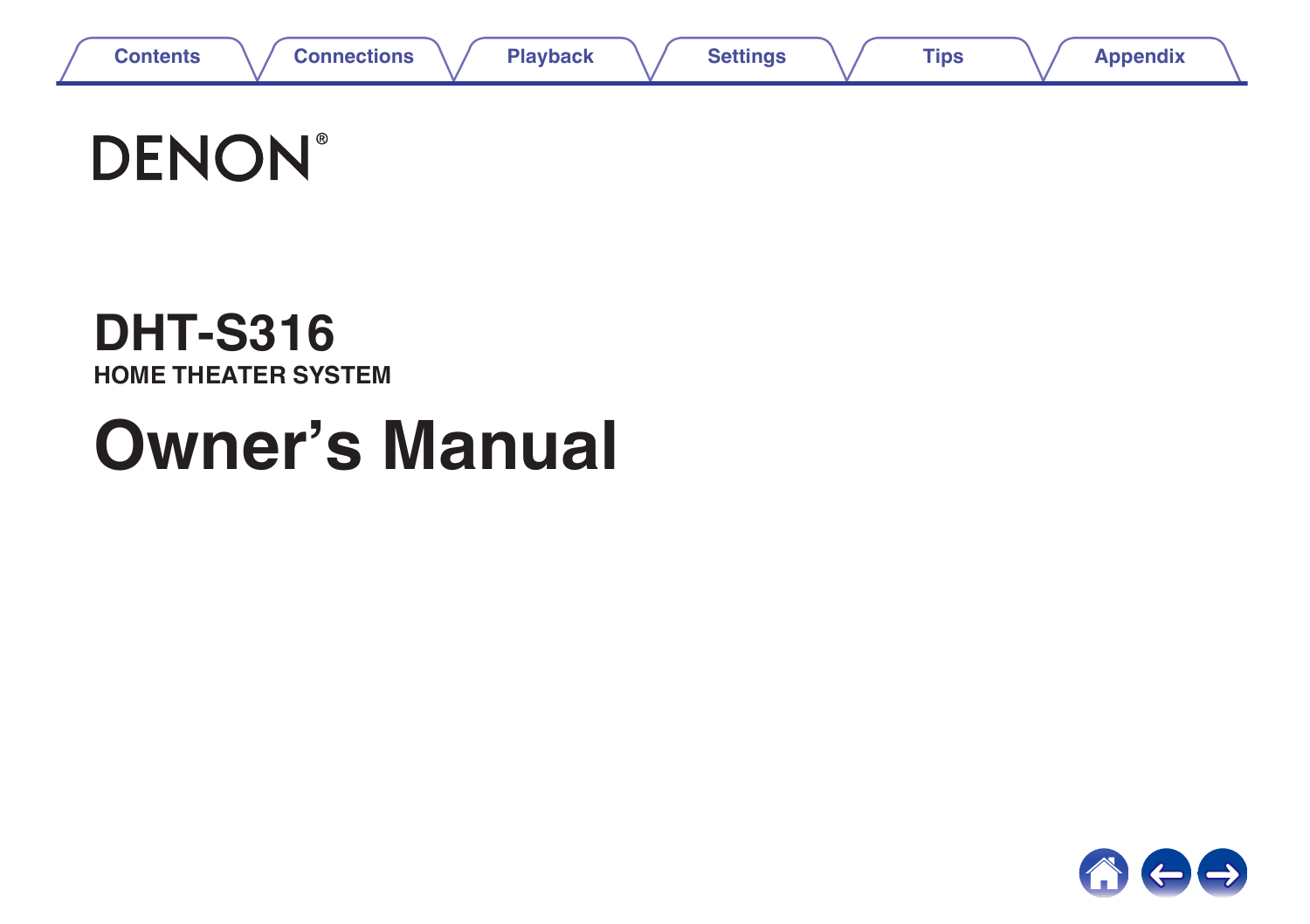DENON®

# DHT-S316

**HOME THEATER SYSTEM**

# Owner's Manual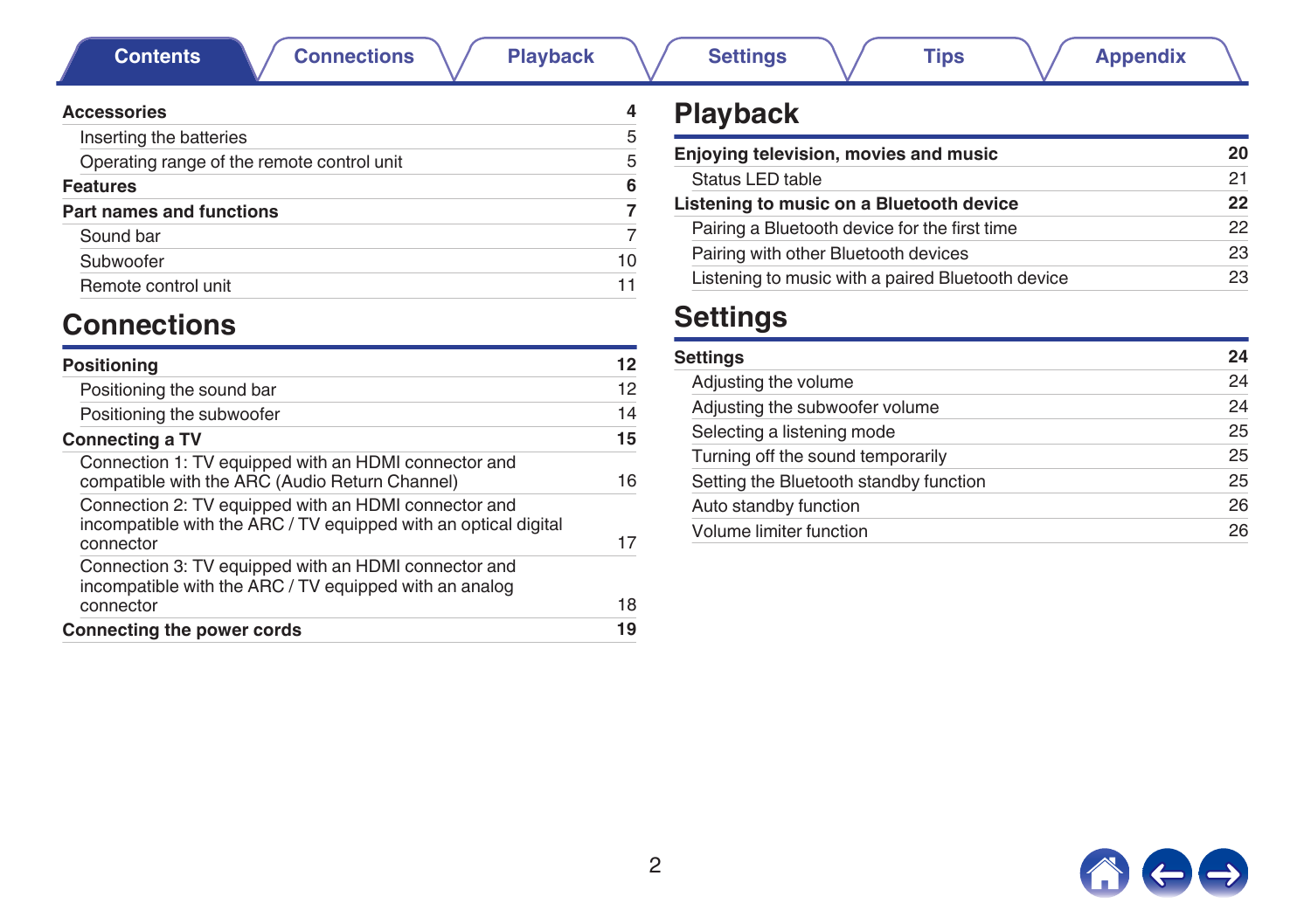| | |
|---|---|
| **Accessories** | **4** |
| Inserting the batteries | 5 |
| Operating range of the remote control unit | 5 |
| **Features** | **6** |
| **Part names and functions** | **7** |
| Sound bar | 7 |
| Subwoofer | 10 |
| Remote control unit | 11 |

## Connections

| | |
|---|---|
| **Positioning** | **12** |
| Positioning the sound bar | 12 |
| Positioning the subwoofer | 14 |
| **Connecting a TV** | **15** |
| Connection 1: TV equipped with an HDMI connector and compatible with the ARC (Audio Return Channel) | 16 |
| Connection 2: TV equipped with an HDMI connector and incompatible with the ARC / TV equipped with an optical digital connector | 17 |
| Connection 3: TV equipped with an HDMI connector and incompatible with the ARC / TV equipped with an analog connector | 18 |
| **Connecting the power cords** | **19** |

## Playback

| | |
|---|---|
| **Enjoying television, movies and music** | **20** |
| Status LED table | 21 |
| **Listening to music on a Bluetooth device** | **22** |
| Pairing a Bluetooth device for the first time | 22 |
| Pairing with other Bluetooth devices | 23 |
| Listening to music with a paired Bluetooth device | 23 |

## Settings

| | |
|---|---|
| **Settings** | **24** |
| Adjusting the volume | 24 |
| Adjusting the subwoofer volume | 24 |
| Selecting a listening mode | 25 |
| Turning off the sound temporarily | 25 |
| Setting the Bluetooth standby function | 25 |
| Auto standby function | 26 |
| Volume limiter function | 26 |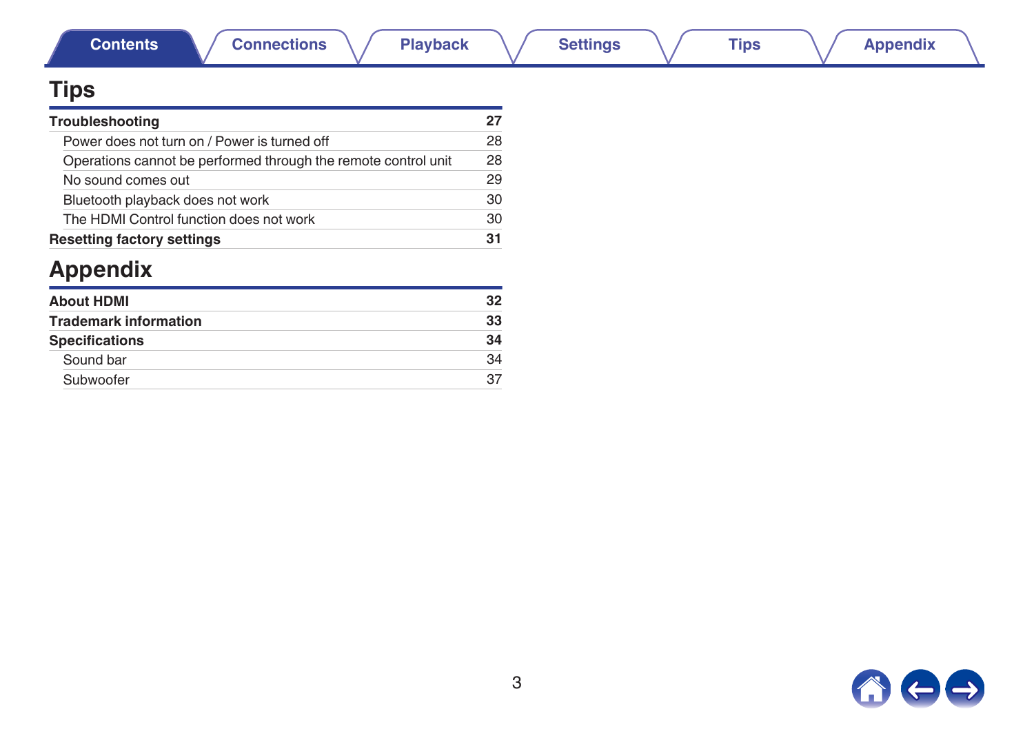## Tips

| | |
|---|---|
| **Troubleshooting** | **27** |
| Power does not turn on / Power is turned off | 28 |
| Operations cannot be performed through the remote control unit | 28 |
| No sound comes out | 29 |
| Bluetooth playback does not work | 30 |
| The HDMI Control function does not work | 30 |
| **Resetting factory settings** | **31** |

## Appendix

| | |
|---|---|
| **About HDMI** | **32** |
| **Trademark information** | **33** |
| **Specifications** | **34** |
| Sound bar | 34 |
| Subwoofer | 37 |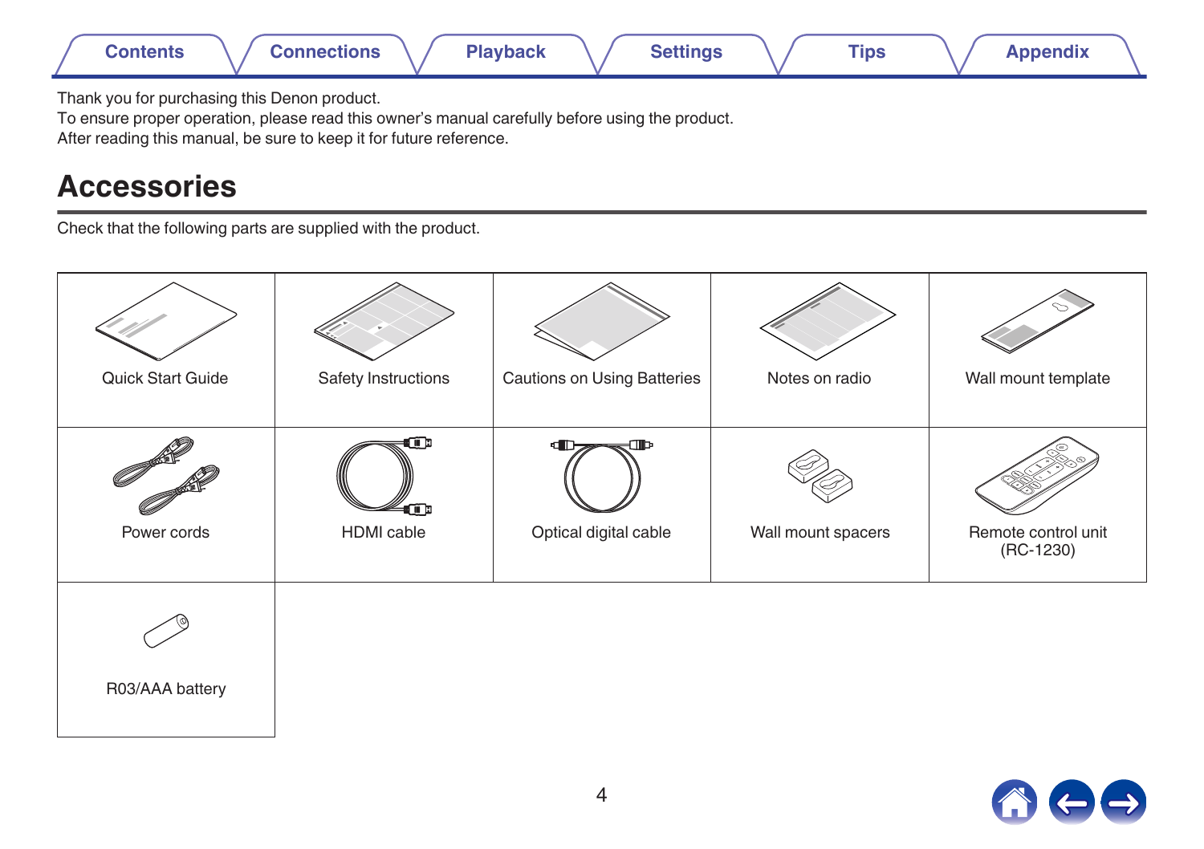Thank you for purchasing this Denon product.
To ensure proper operation, please read this owner’s manual carefully before using the product.
After reading this manual, be sure to keep it for future reference.

# Accessories

Check that the following parts are supplied with the product.

| | | | | |
|---|---|---|---|---|
| Quick Start Guide | Safety Instructions | Cautions on Using Batteries | Notes on radio | Wall mount template |
| Power cords | HDMI cable | Optical digital cable | Wall mount spacers | Remote control unit (RC-1230) |
| R03/AAA battery | | | | |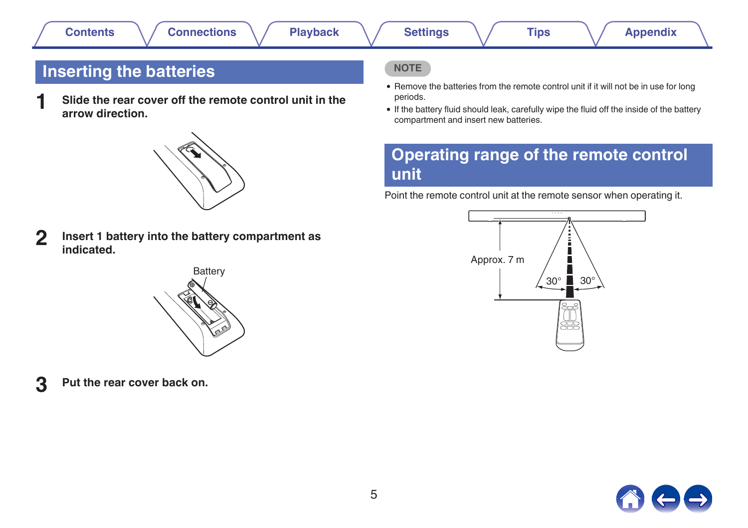## Inserting the batteries

**1** **Slide the rear cover off the remote control unit in the arrow direction.**

**2** **Insert 1 battery into the battery compartment as indicated.**

Battery

**3** **Put the rear cover back on.**

NOTE

- Remove the batteries from the remote control unit if it will not be in use for long periods.
- If the battery fluid should leak, carefully wipe the fluid off the inside of the battery compartment and insert new batteries.

## Operating range of the remote control unit

Point the remote control unit at the remote sensor when operating it.

Approx. 7 m

30° 30°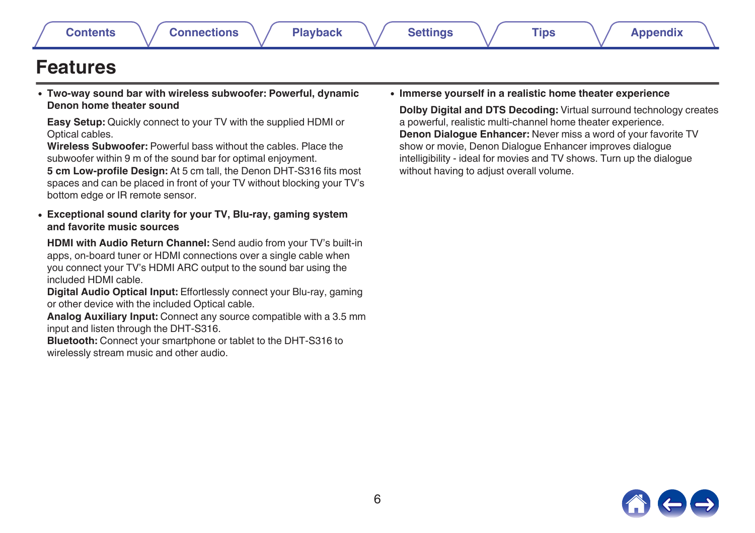# Features

- **Two-way sound bar with wireless subwoofer: Powerful, dynamic Denon home theater sound**

  **Easy Setup:** Quickly connect to your TV with the supplied HDMI or Optical cables.
  **Wireless Subwoofer:** Powerful bass without the cables. Place the subwoofer within 9 m of the sound bar for optimal enjoyment.
  **5 cm Low-profile Design:** At 5 cm tall, the Denon DHT-S316 fits most spaces and can be placed in front of your TV without blocking your TV's bottom edge or IR remote sensor.

- **Exceptional sound clarity for your TV, Blu-ray, gaming system and favorite music sources**

  **HDMI with Audio Return Channel:** Send audio from your TV's built-in apps, on-board tuner or HDMI connections over a single cable when you connect your TV's HDMI ARC output to the sound bar using the included HDMI cable.
  **Digital Audio Optical Input:** Effortlessly connect your Blu-ray, gaming or other device with the included Optical cable.
  **Analog Auxiliary Input:** Connect any source compatible with a 3.5 mm input and listen through the DHT-S316.
  **Bluetooth:** Connect your smartphone or tablet to the DHT-S316 to wirelessly stream music and other audio.

- **Immerse yourself in a realistic home theater experience**

  **Dolby Digital and DTS Decoding:** Virtual surround technology creates a powerful, realistic multi-channel home theater experience.
  **Denon Dialogue Enhancer:** Never miss a word of your favorite TV show or movie, Denon Dialogue Enhancer improves dialogue intelligibility - ideal for movies and TV shows. Turn up the dialogue without having to adjust overall volume.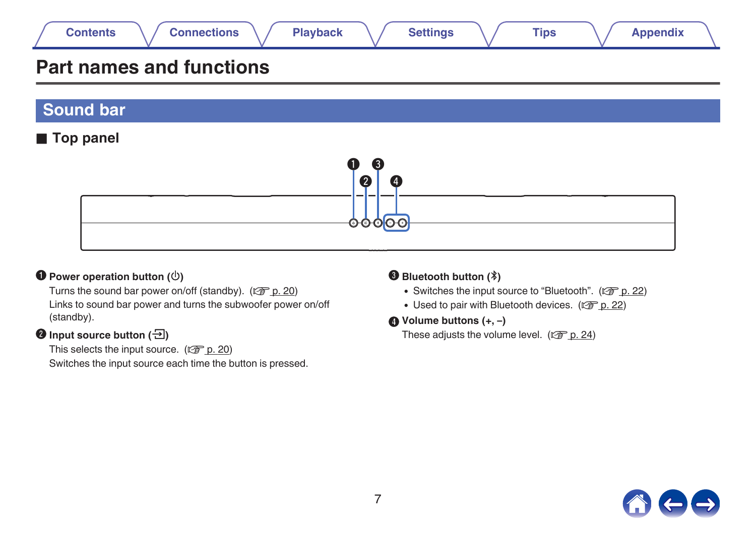# Part names and functions

## Sound bar

### Top panel

**❶ Power operation button (⏻)**

Turns the sound bar power on/off (standby). (☞ p. 20)
Links to sound bar power and turns the subwoofer power on/off (standby).

**❷ Input source button (⇥)**

This selects the input source. (☞ p. 20)
Switches the input source each time the button is pressed.

**❸ Bluetooth button (ᛒ)**

- Switches the input source to “Bluetooth”. (☞ p. 22)
- Used to pair with Bluetooth devices. (☞ p. 22)

**❹ Volume buttons (+, –)**

These adjusts the volume level. (☞ p. 24)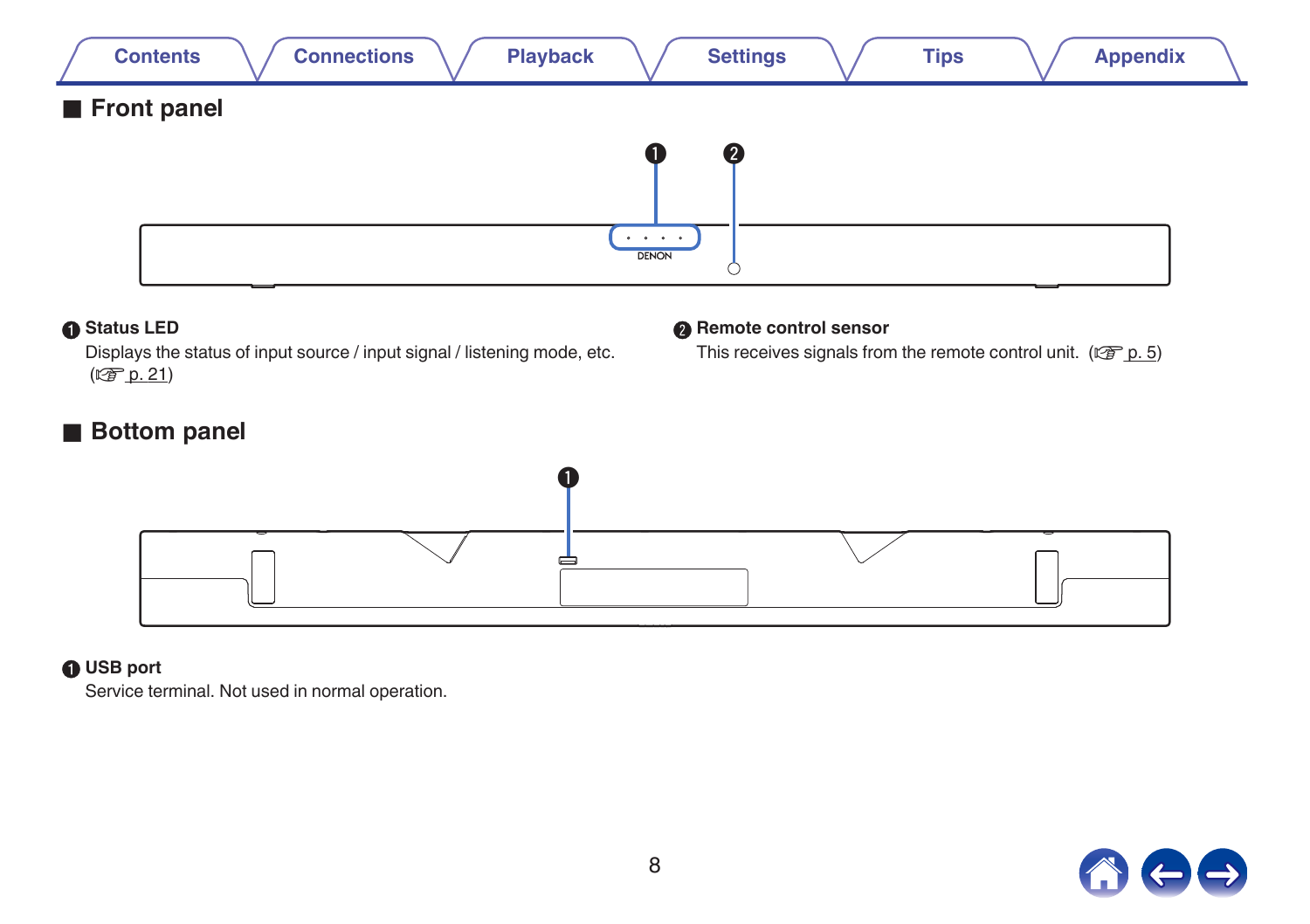## ■ Front panel

❶ **Status LED**
Displays the status of input source / input signal / listening mode, etc. (☞ p. 21)

❷ **Remote control sensor**
This receives signals from the remote control unit. (☞ p. 5)

## ■ Bottom panel

❶ **USB port**
Service terminal. Not used in normal operation.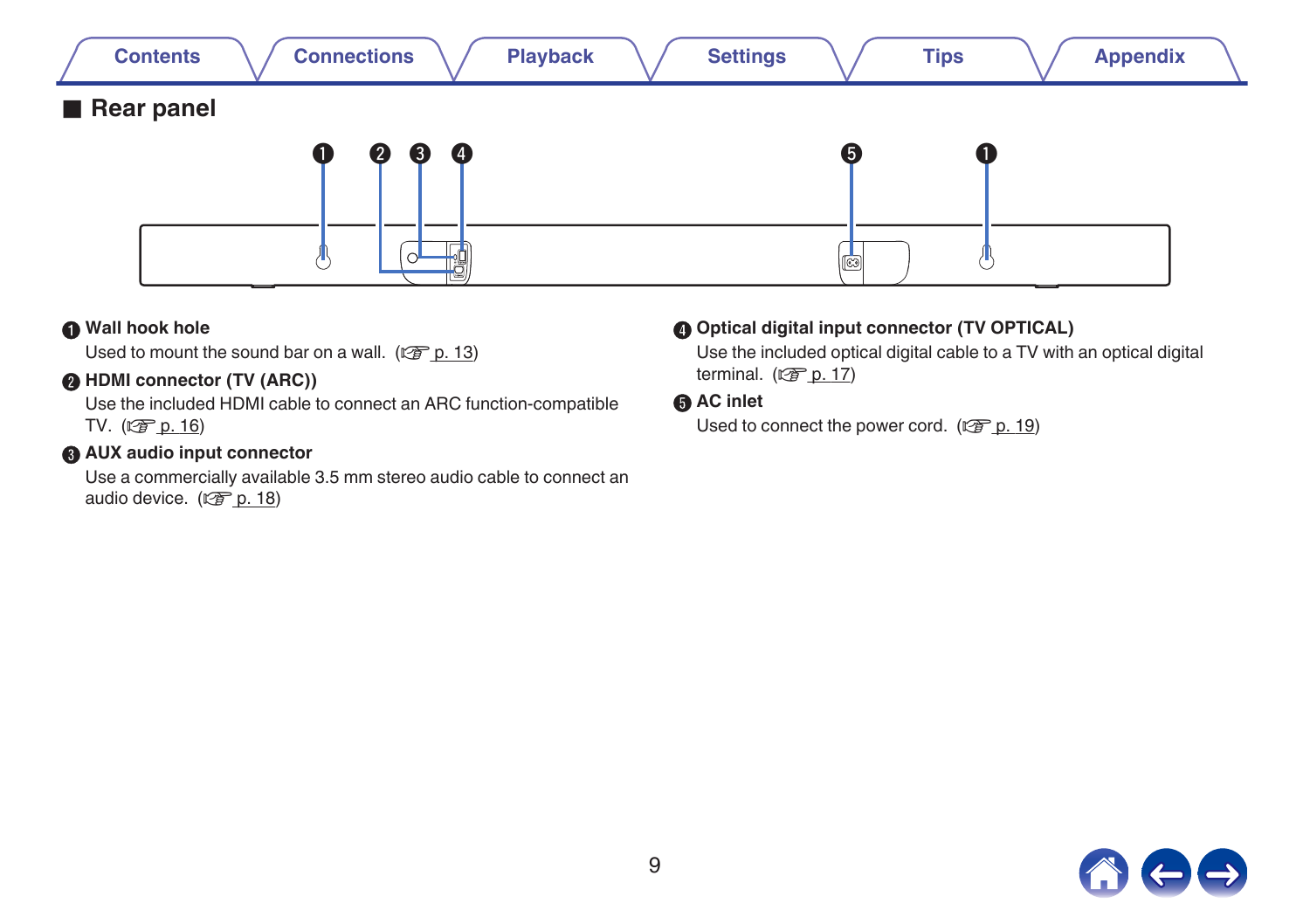## Rear panel

**❶ Wall hook hole**

Used to mount the sound bar on a wall. (☞ p. 13)

**❷ HDMI connector (TV (ARC))**

Use the included HDMI cable to connect an ARC function-compatible TV. (☞ p. 16)

**❸ AUX audio input connector**

Use a commercially available 3.5 mm stereo audio cable to connect an audio device. (☞ p. 18)

**❹ Optical digital input connector (TV OPTICAL)**

Use the included optical digital cable to a TV with an optical digital terminal. (☞ p. 17)

**❺ AC inlet**

Used to connect the power cord. (☞ p. 19)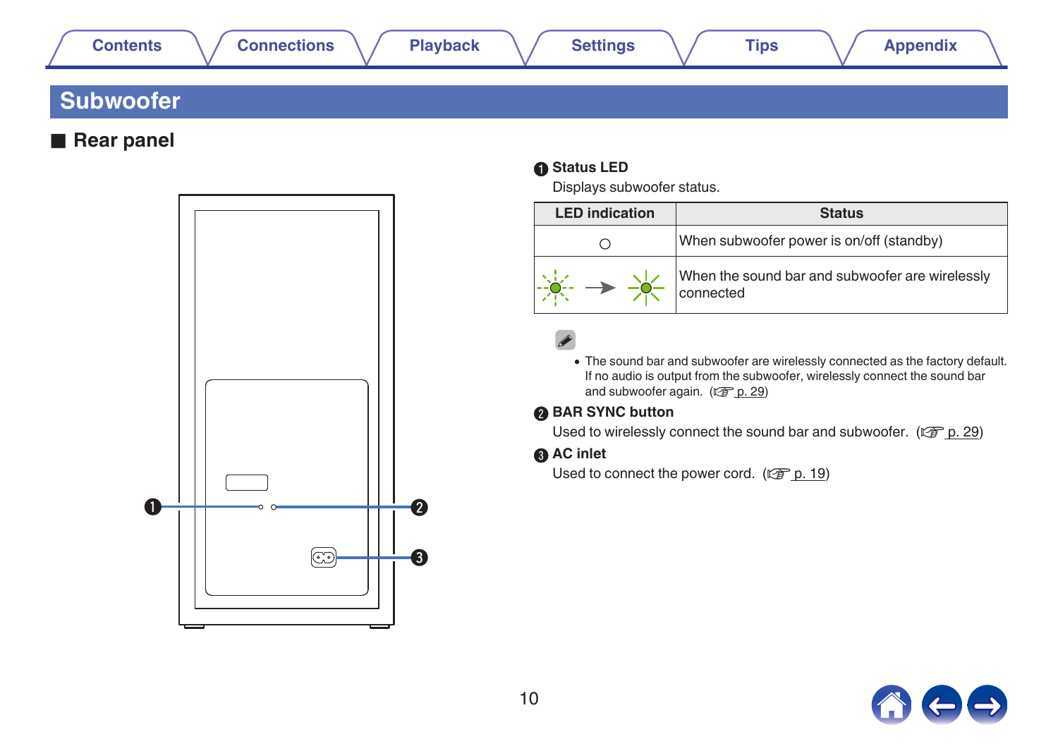# Subwoofer

## ■ Rear panel

**❶ Status LED**

Displays subwoofer status.

| LED indication | Status |
| --- | --- |
| ○ | When subwoofer power is on/off (standby) |
| (Flashing green) → (Lit green) | When the sound bar and subwoofer are wirelessly connected |

- The sound bar and subwoofer are wirelessly connected as the factory default. If no audio is output from the subwoofer, wirelessly connect the sound bar and subwoofer again. (☞ p. 29)

**❷ BAR SYNC button**

Used to wirelessly connect the sound bar and subwoofer. (☞ p. 29)

**❸ AC inlet**

Used to connect the power cord. (☞ p. 19)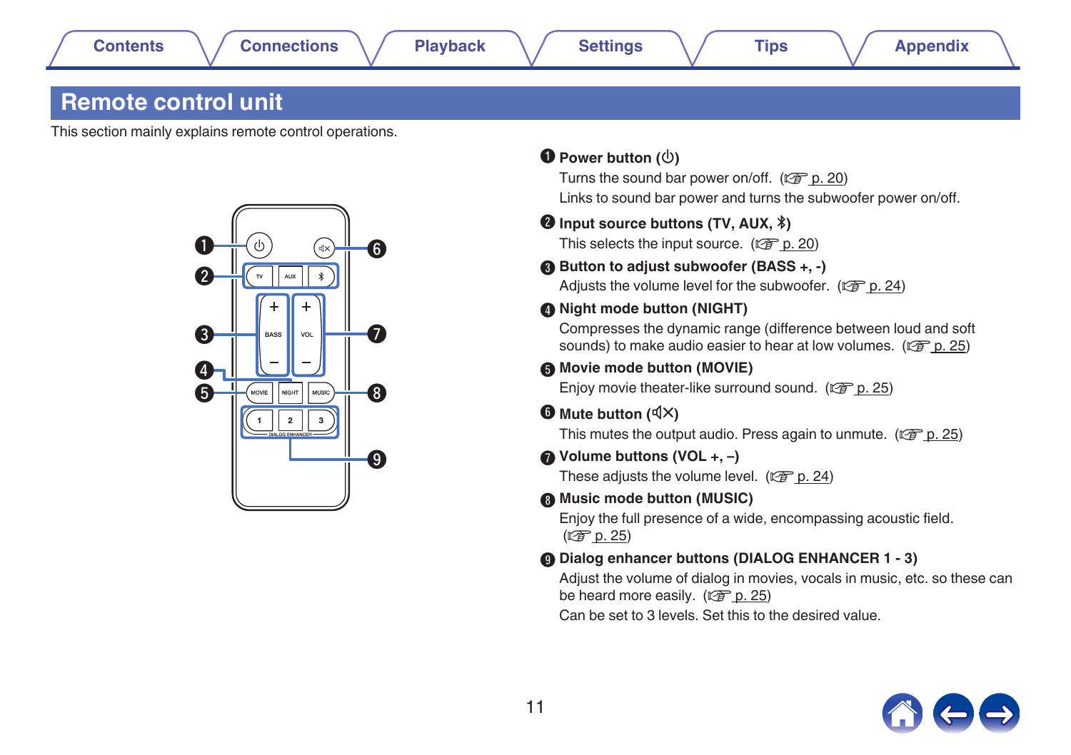# Remote control unit

This section mainly explains remote control operations.

❶ **Power button (⏻)**

Turns the sound bar power on/off. (☞ p. 20)

Links to sound bar power and turns the subwoofer power on/off.

❷ **Input source buttons (TV, AUX, ✱)**

This selects the input source. (☞ p. 20)

❸ **Button to adjust subwoofer (BASS +, -)**

Adjusts the volume level for the subwoofer. (☞ p. 24)

❹ **Night mode button (NIGHT)**

Compresses the dynamic range (difference between loud and soft sounds) to make audio easier to hear at low volumes. (☞ p. 25)

❺ **Movie mode button (MOVIE)**

Enjoy movie theater-like surround sound. (☞ p. 25)

❻ **Mute button (🔇)**

This mutes the output audio. Press again to unmute. (☞ p. 25)

❼ **Volume buttons (VOL +, –)**

These adjusts the volume level. (☞ p. 24)

❽ **Music mode button (MUSIC)**

Enjoy the full presence of a wide, encompassing acoustic field. (☞ p. 25)

❾ **Dialog enhancer buttons (DIALOG ENHANCER 1 - 3)**

Adjust the volume of dialog in movies, vocals in music, etc. so these can be heard more easily. (☞ p. 25)

Can be set to 3 levels. Set this to the desired value.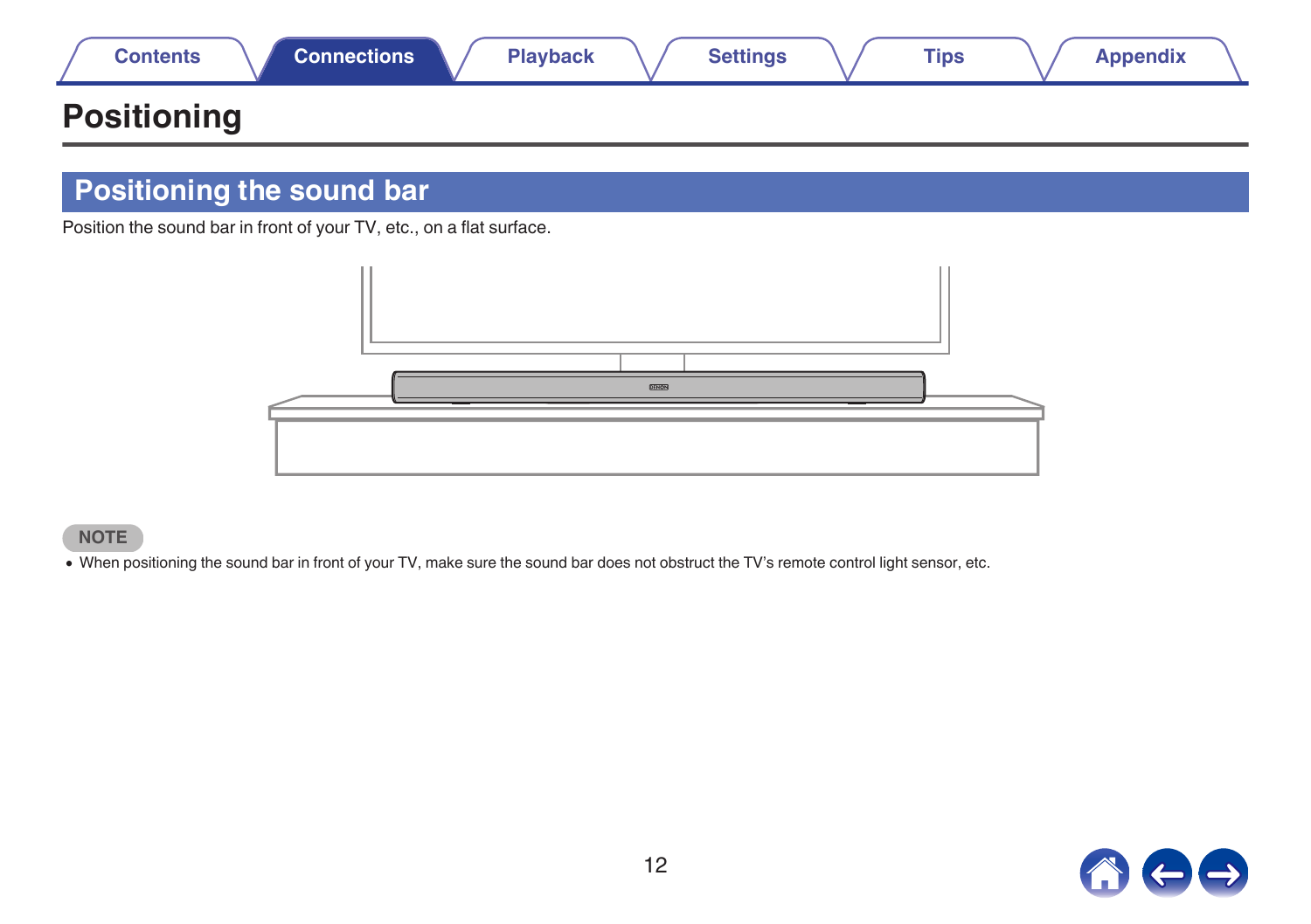# Positioning

## Positioning the sound bar

Position the sound bar in front of your TV, etc., on a flat surface.

**NOTE**

- When positioning the sound bar in front of your TV, make sure the sound bar does not obstruct the TV's remote control light sensor, etc.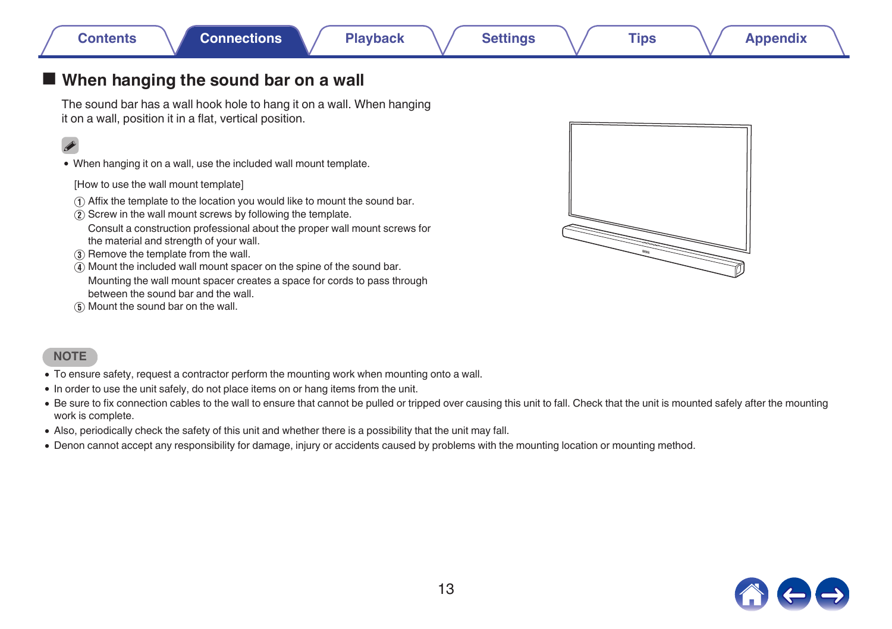## When hanging the sound bar on a wall

The sound bar has a wall hook hole to hang it on a wall. When hanging it on a wall, position it in a flat, vertical position.

- When hanging it on a wall, use the included wall mount template.

  [How to use the wall mount template]

  ① Affix the template to the location you would like to mount the sound bar.

  ② Screw in the wall mount screws by following the template.
  Consult a construction professional about the proper wall mount screws for the material and strength of your wall.

  ③ Remove the template from the wall.

  ④ Mount the included wall mount spacer on the spine of the sound bar.
  Mounting the wall mount spacer creates a space for cords to pass through between the sound bar and the wall.

  ⑤ Mount the sound bar on the wall.

**NOTE**

- To ensure safety, request a contractor perform the mounting work when mounting onto a wall.
- In order to use the unit safely, do not place items on or hang items from the unit.
- Be sure to fix connection cables to the wall to ensure that cannot be pulled or tripped over causing this unit to fall. Check that the unit is mounted safely after the mounting work is complete.
- Also, periodically check the safety of this unit and whether there is a possibility that the unit may fall.
- Denon cannot accept any responsibility for damage, injury or accidents caused by problems with the mounting location or mounting method.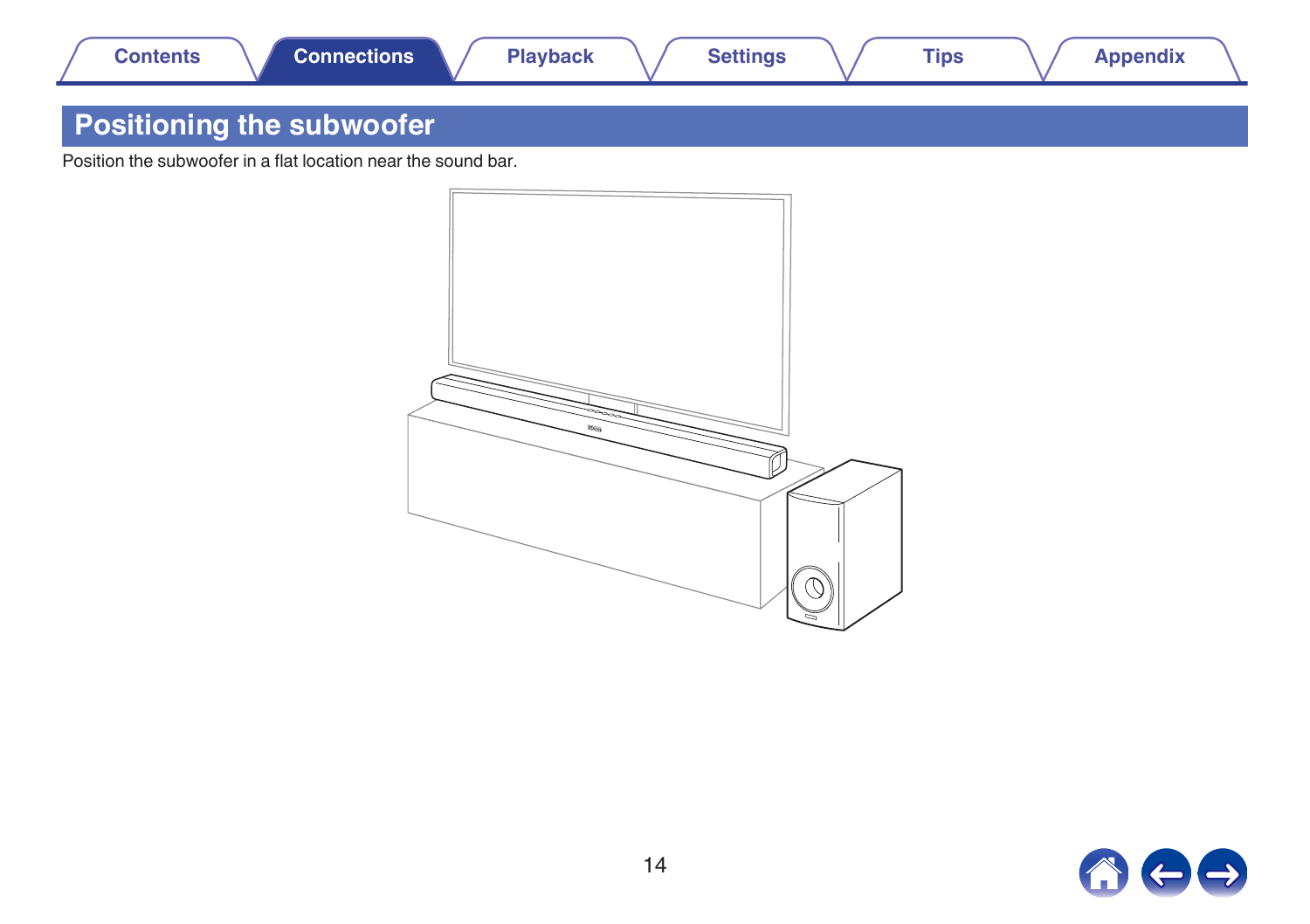# Positioning the subwoofer

Position the subwoofer in a flat location near the sound bar.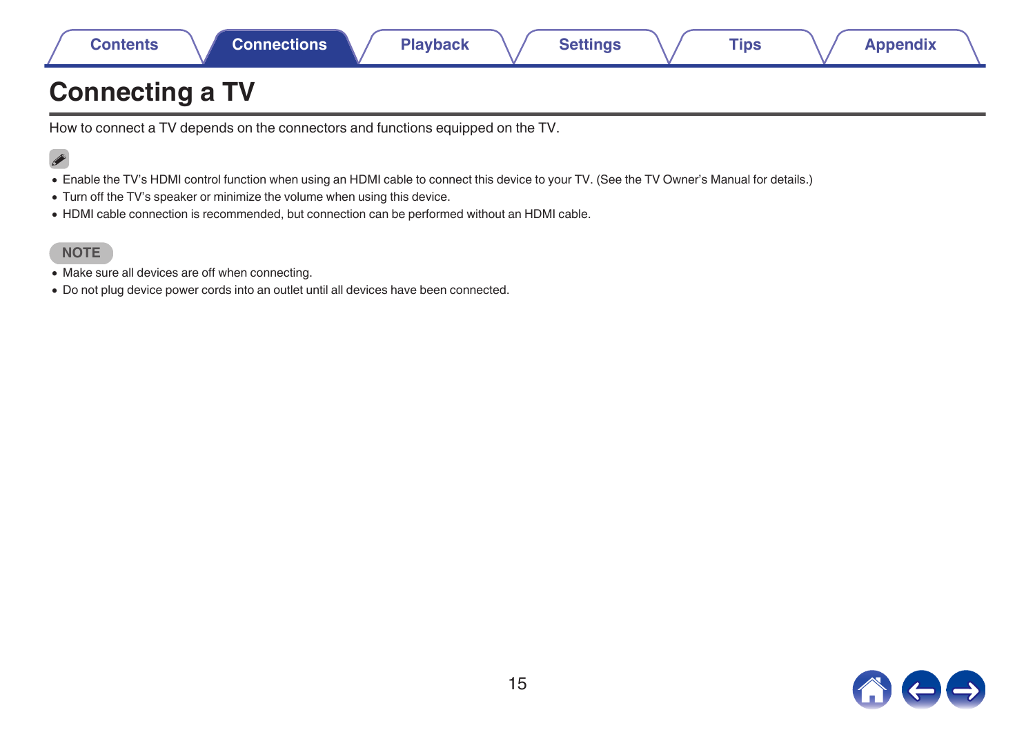# Connecting a TV

How to connect a TV depends on the connectors and functions equipped on the TV.

- Enable the TV's HDMI control function when using an HDMI cable to connect this device to your TV. (See the TV Owner's Manual for details.)
- Turn off the TV's speaker or minimize the volume when using this device.
- HDMI cable connection is recommended, but connection can be performed without an HDMI cable.

**NOTE**

- Make sure all devices are off when connecting.
- Do not plug device power cords into an outlet until all devices have been connected.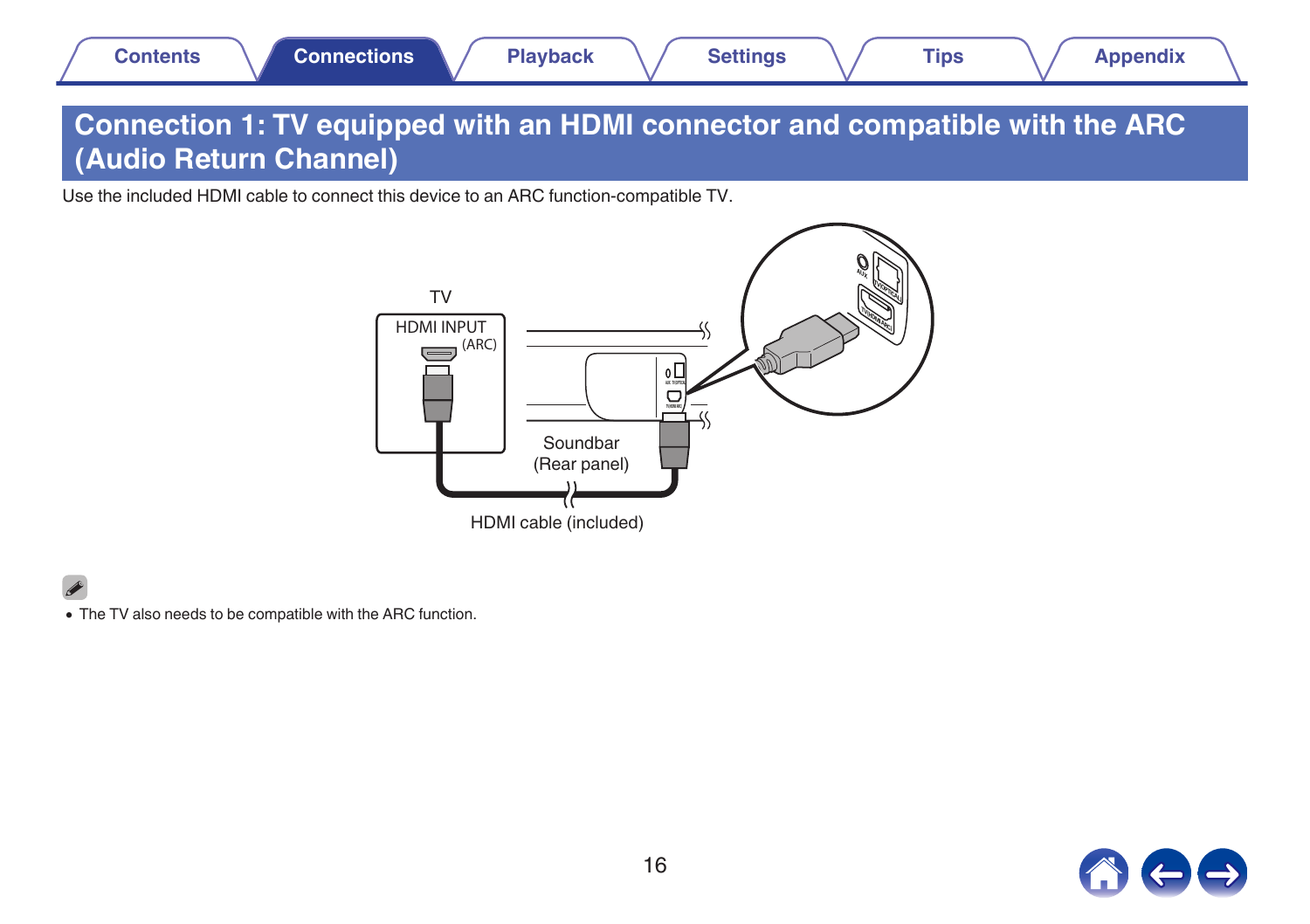# Connection 1: TV equipped with an HDMI connector and compatible with the ARC (Audio Return Channel)

Use the included HDMI cable to connect this device to an ARC function-compatible TV.

TV

HDMI INPUT (ARC)

Soundbar (Rear panel)

HDMI cable (included)

- The TV also needs to be compatible with the ARC function.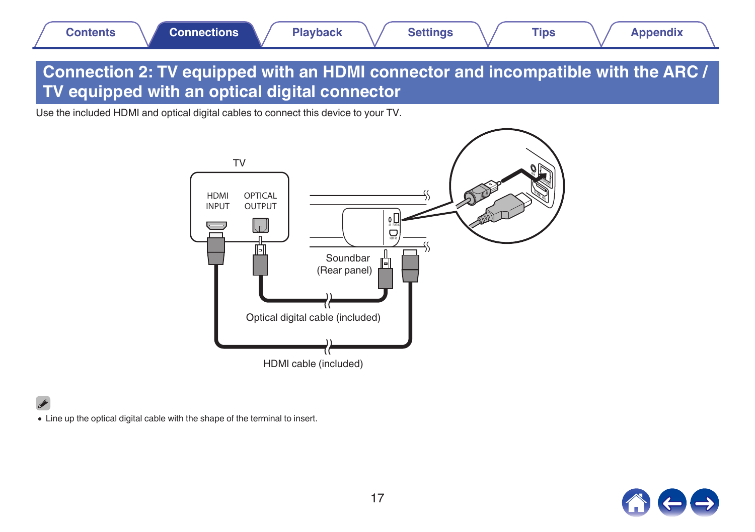# Connection 2: TV equipped with an HDMI connector and incompatible with the ARC / TV equipped with an optical digital connector

Use the included HDMI and optical digital cables to connect this device to your TV.

TV

HDMI INPUT

OPTICAL OUTPUT

Soundbar (Rear panel)

Optical digital cable (included)

HDMI cable (included)

- Line up the optical digital cable with the shape of the terminal to insert.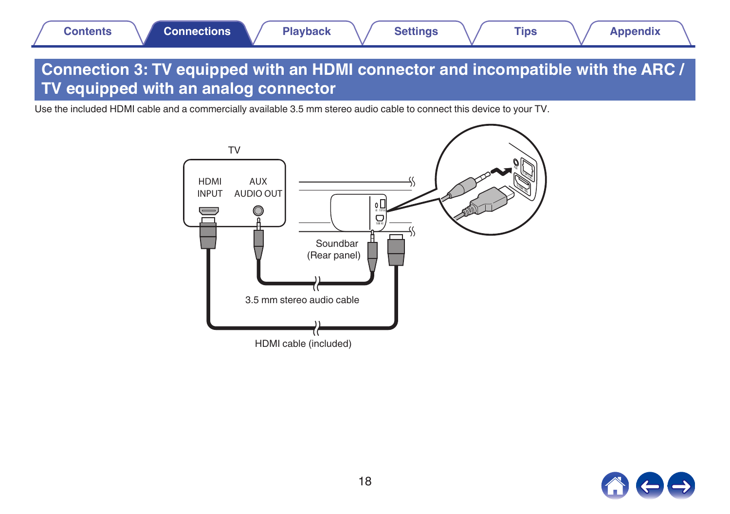# Connection 3: TV equipped with an HDMI connector and incompatible with the ARC / TV equipped with an analog connector

Use the included HDMI cable and a commercially available 3.5 mm stereo audio cable to connect this device to your TV.

TV

HDMI INPUT

AUX AUDIO OUT

Soundbar (Rear panel)

3.5 mm stereo audio cable

HDMI cable (included)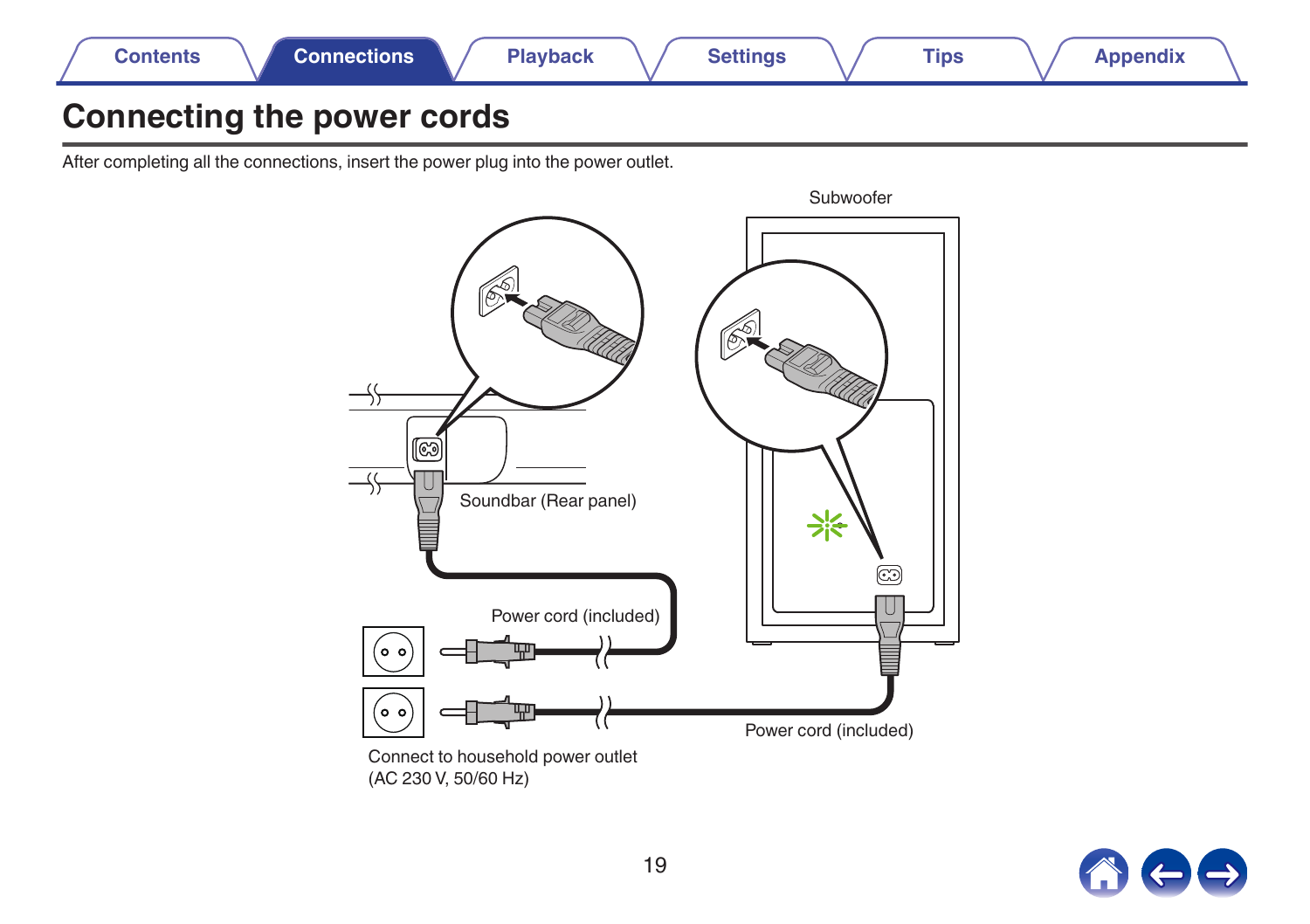# Connecting the power cords

After completing all the connections, insert the power plug into the power outlet.

Subwoofer

Soundbar (Rear panel)

Power cord (included)

Power cord (included)

Connect to household power outlet
(AC 230 V, 50/60 Hz)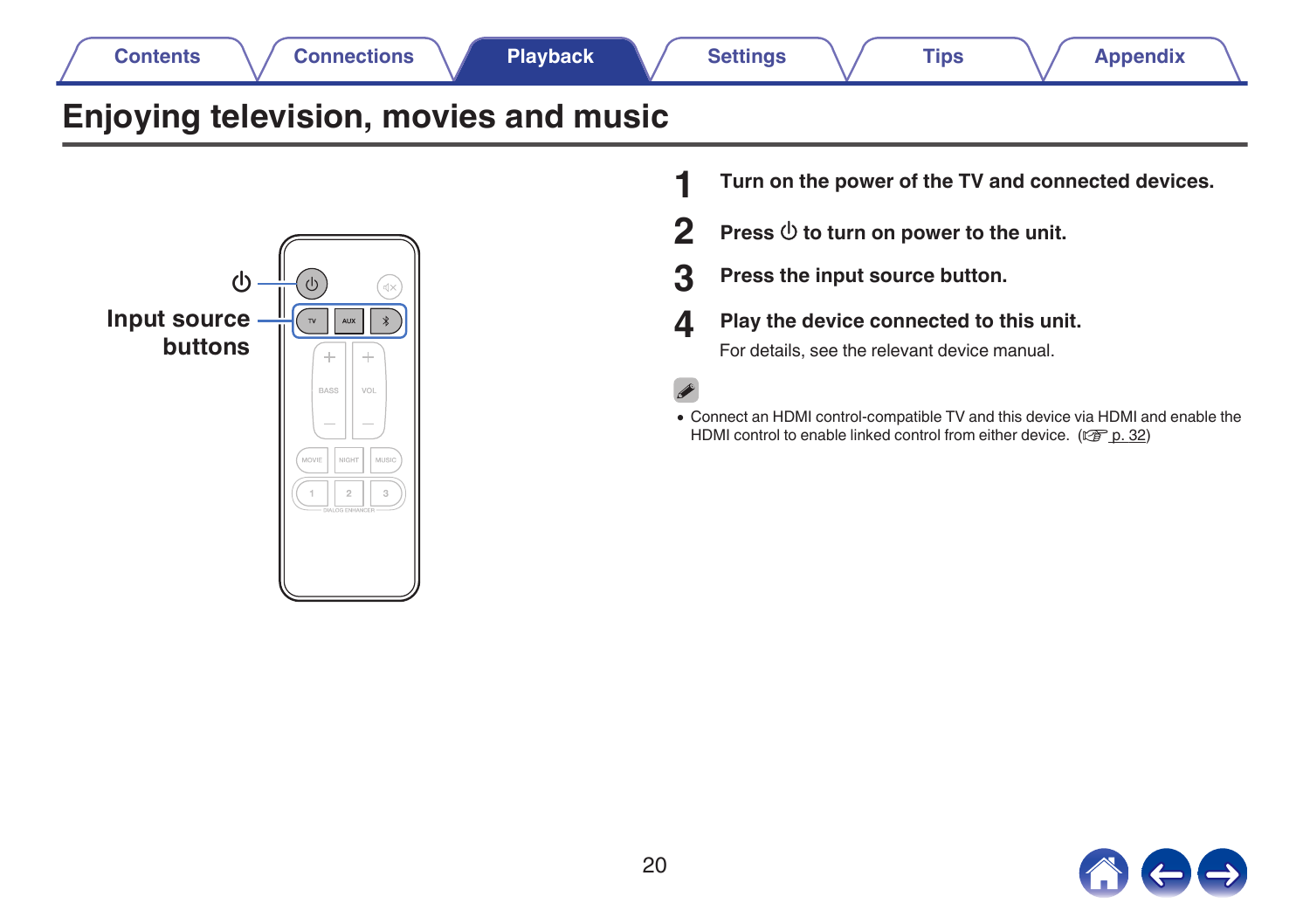# Enjoying television, movies and music

⏻

Input source buttons

1. **Turn on the power of the TV and connected devices.**
2. **Press ⏻ to turn on power to the unit.**
3. **Press the input source button.**
4. **Play the device connected to this unit.**

   For details, see the relevant device manual.

- Connect an HDMI control-compatible TV and this device via HDMI and enable the HDMI control to enable linked control from either device. (☞ p. 32)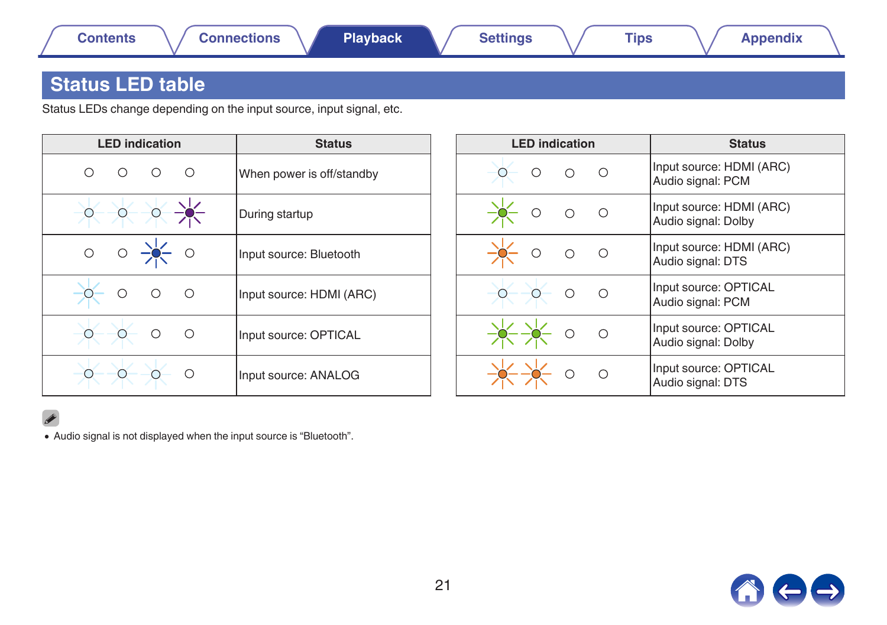## Status LED table

Status LEDs change depending on the input source, input signal, etc.

| LED indication | Status |
|---|---|
| ○ ○ ○ ○ | When power is off/standby |
| ☼ ☼ ☼ ☼ | During startup |
| ○ ○ ☼ ○ | Input source: Bluetooth |
| ☼ ○ ○ ○ | Input source: HDMI (ARC) |
| ☼ ☼ ○ ○ | Input source: OPTICAL |
| ☼ ☼ ☼ ○ | Input source: ANALOG |

| LED indication | Status |
|---|---|
| ☼ ○ ○ ○ | Input source: HDMI (ARC)<br>Audio signal: PCM |
| ☼ ○ ○ ○ | Input source: HDMI (ARC)<br>Audio signal: Dolby |
| ☼ ○ ○ ○ | Input source: HDMI (ARC)<br>Audio signal: DTS |
| ☼ ☼ ○ ○ | Input source: OPTICAL<br>Audio signal: PCM |
| ☼ ☼ ○ ○ | Input source: OPTICAL<br>Audio signal: Dolby |
| ☼ ☼ ○ ○ | Input source: OPTICAL<br>Audio signal: DTS |

- Audio signal is not displayed when the input source is “Bluetooth”.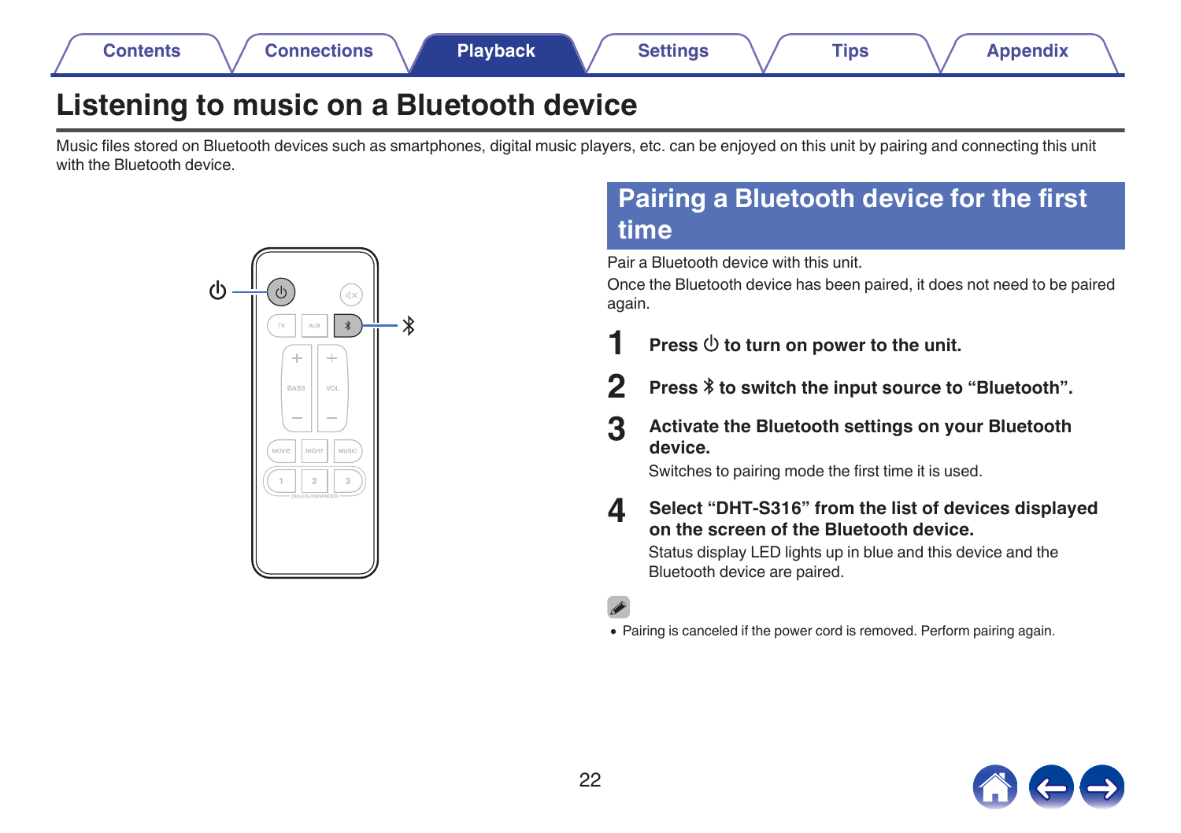# Listening to music on a Bluetooth device

Music files stored on Bluetooth devices such as smartphones, digital music players, etc. can be enjoyed on this unit by pairing and connecting this unit with the Bluetooth device.

## Pairing a Bluetooth device for the first time

Pair a Bluetooth device with this unit.

Once the Bluetooth device has been paired, it does not need to be paired again.

**1 Press ⏻ to turn on power to the unit.**

**2 Press ᛒ to switch the input source to “Bluetooth”.**

**3 Activate the Bluetooth settings on your Bluetooth device.**

Switches to pairing mode the first time it is used.

**4 Select “DHT-S316” from the list of devices displayed on the screen of the Bluetooth device.**

Status display LED lights up in blue and this device and the Bluetooth device are paired.

- Pairing is canceled if the power cord is removed. Perform pairing again.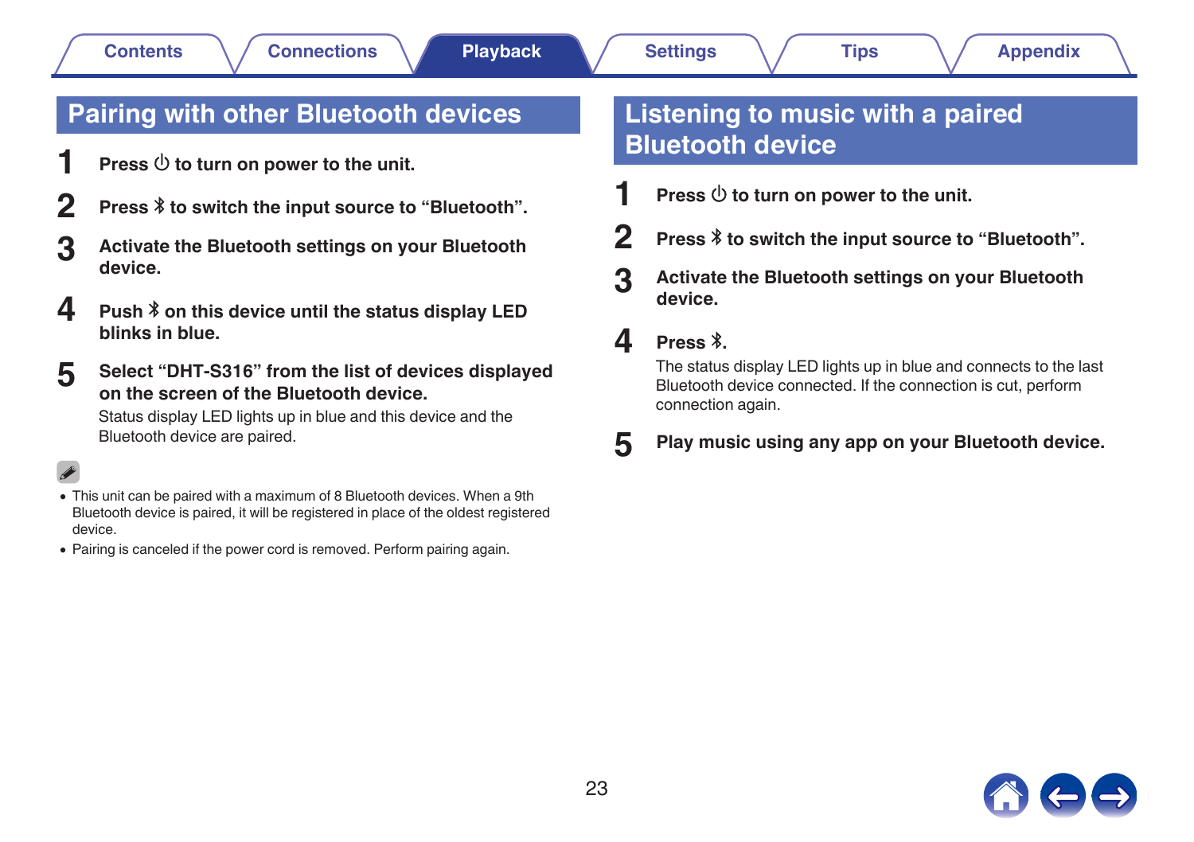## Pairing with other Bluetooth devices

1. **Press ⏻ to turn on power to the unit.**
2. **Press ∦ to switch the input source to “Bluetooth”.**
3. **Activate the Bluetooth settings on your Bluetooth device.**
4. **Push ∦ on this device until the status display LED blinks in blue.**
5. **Select “DHT-S316” from the list of devices displayed on the screen of the Bluetooth device.**
   Status display LED lights up in blue and this device and the Bluetooth device are paired.

- This unit can be paired with a maximum of 8 Bluetooth devices. When a 9th Bluetooth device is paired, it will be registered in place of the oldest registered device.
- Pairing is canceled if the power cord is removed. Perform pairing again.

## Listening to music with a paired Bluetooth device

1. **Press ⏻ to turn on power to the unit.**
2. **Press ∦ to switch the input source to “Bluetooth”.**
3. **Activate the Bluetooth settings on your Bluetooth device.**
4. **Press ∦.**
   The status display LED lights up in blue and connects to the last Bluetooth device connected. If the connection is cut, perform connection again.
5. **Play music using any app on your Bluetooth device.**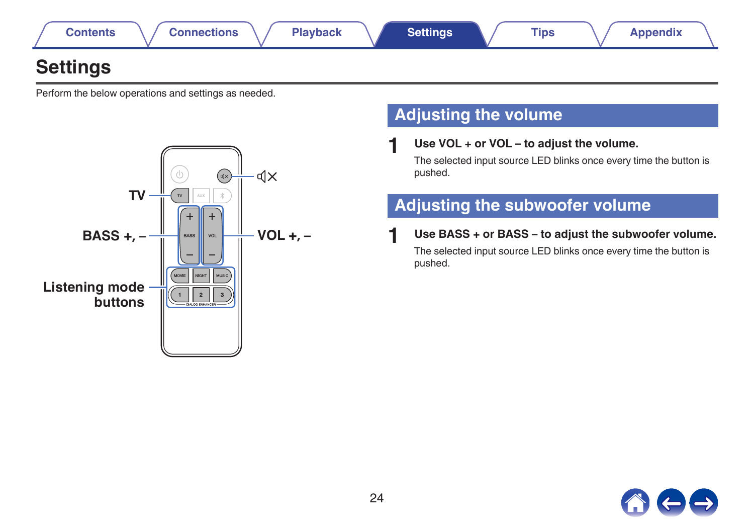# Settings

Perform the below operations and settings as needed.

TV

BASS +, –

Listening mode buttons

VOL +, –

## Adjusting the volume

**1** **Use VOL + or VOL – to adjust the volume.**

The selected input source LED blinks once every time the button is pushed.

## Adjusting the subwoofer volume

**1** **Use BASS + or BASS – to adjust the subwoofer volume.**

The selected input source LED blinks once every time the button is pushed.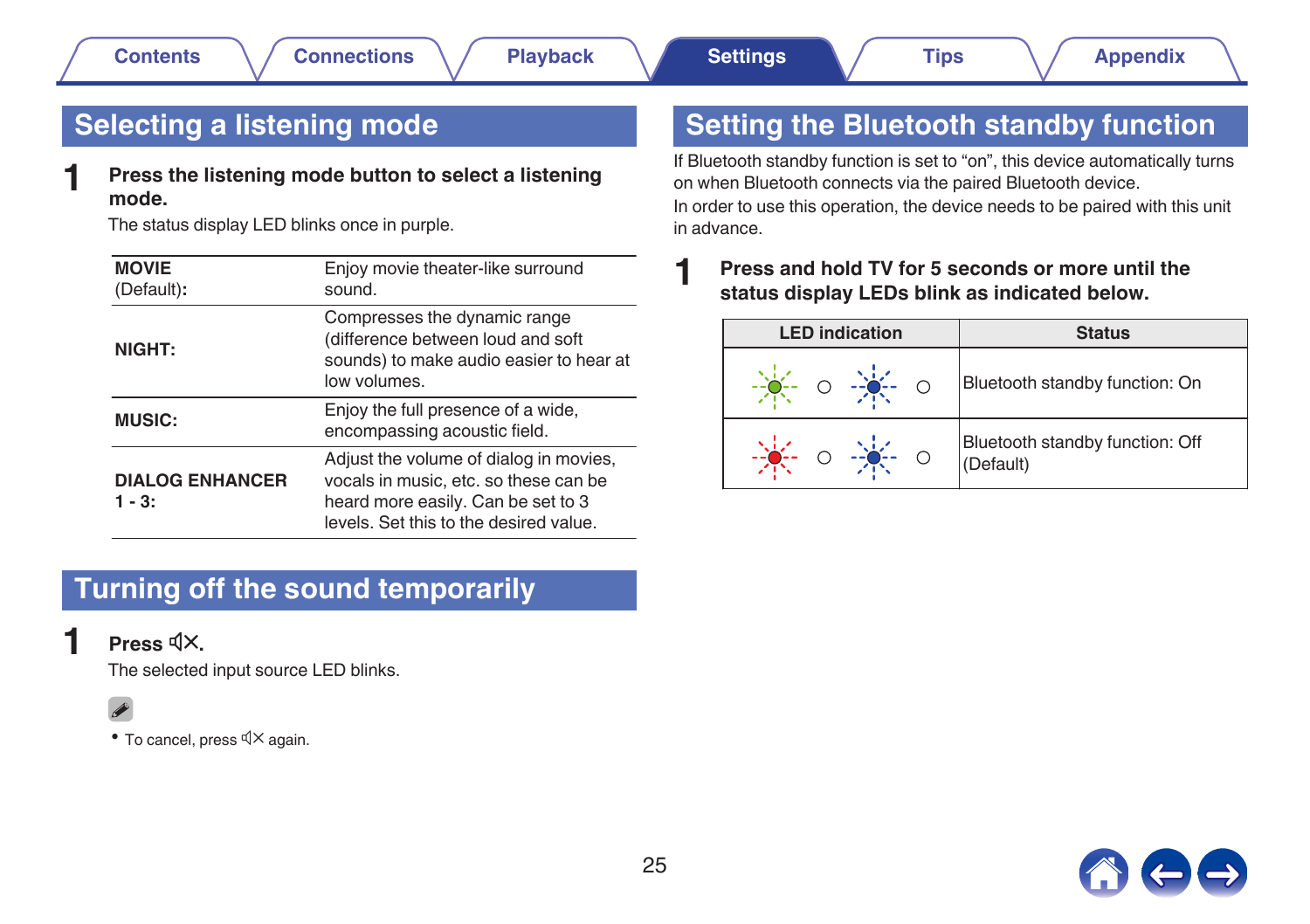## Selecting a listening mode

**1 Press the listening mode button to select a listening mode.**

The status display LED blinks once in purple.

| | |
|---|---|
| **MOVIE** (Default)**:** | Enjoy movie theater-like surround sound. |
| **NIGHT:** | Compresses the dynamic range (difference between loud and soft sounds) to make audio easier to hear at low volumes. |
| **MUSIC:** | Enjoy the full presence of a wide, encompassing acoustic field. |
| **DIALOG ENHANCER 1 - 3:** | Adjust the volume of dialog in movies, vocals in music, etc. so these can be heard more easily. Can be set to 3 levels. Set this to the desired value. |

## Turning off the sound temporarily

**1 Press 🔇.**

The selected input source LED blinks.

- To cancel, press 🔇 again.

## Setting the Bluetooth standby function

If Bluetooth standby function is set to “on”, this device automatically turns on when Bluetooth connects via the paired Bluetooth device.

In order to use this operation, the device needs to be paired with this unit in advance.

**1 Press and hold TV for 5 seconds or more until the status display LEDs blink as indicated below.**

| LED indication | Status |
|---|---|
| Green (blinking) ○ Blue (blinking) ○ | Bluetooth standby function: On |
| Red (blinking) ○ Blue (blinking) ○ | Bluetooth standby function: Off (Default) |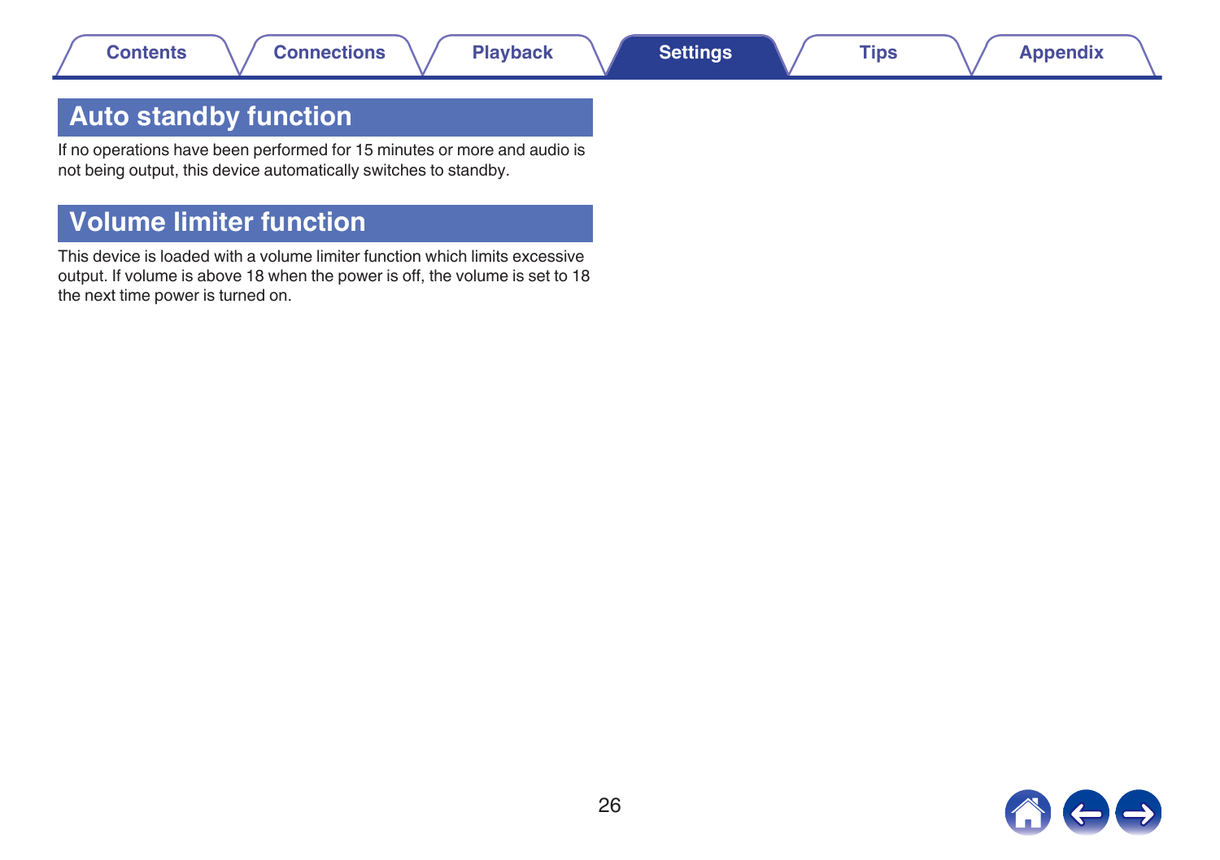## Auto standby function

If no operations have been performed for 15 minutes or more and audio is not being output, this device automatically switches to standby.

## Volume limiter function

This device is loaded with a volume limiter function which limits excessive output. If volume is above 18 when the power is off, the volume is set to 18 the next time power is turned on.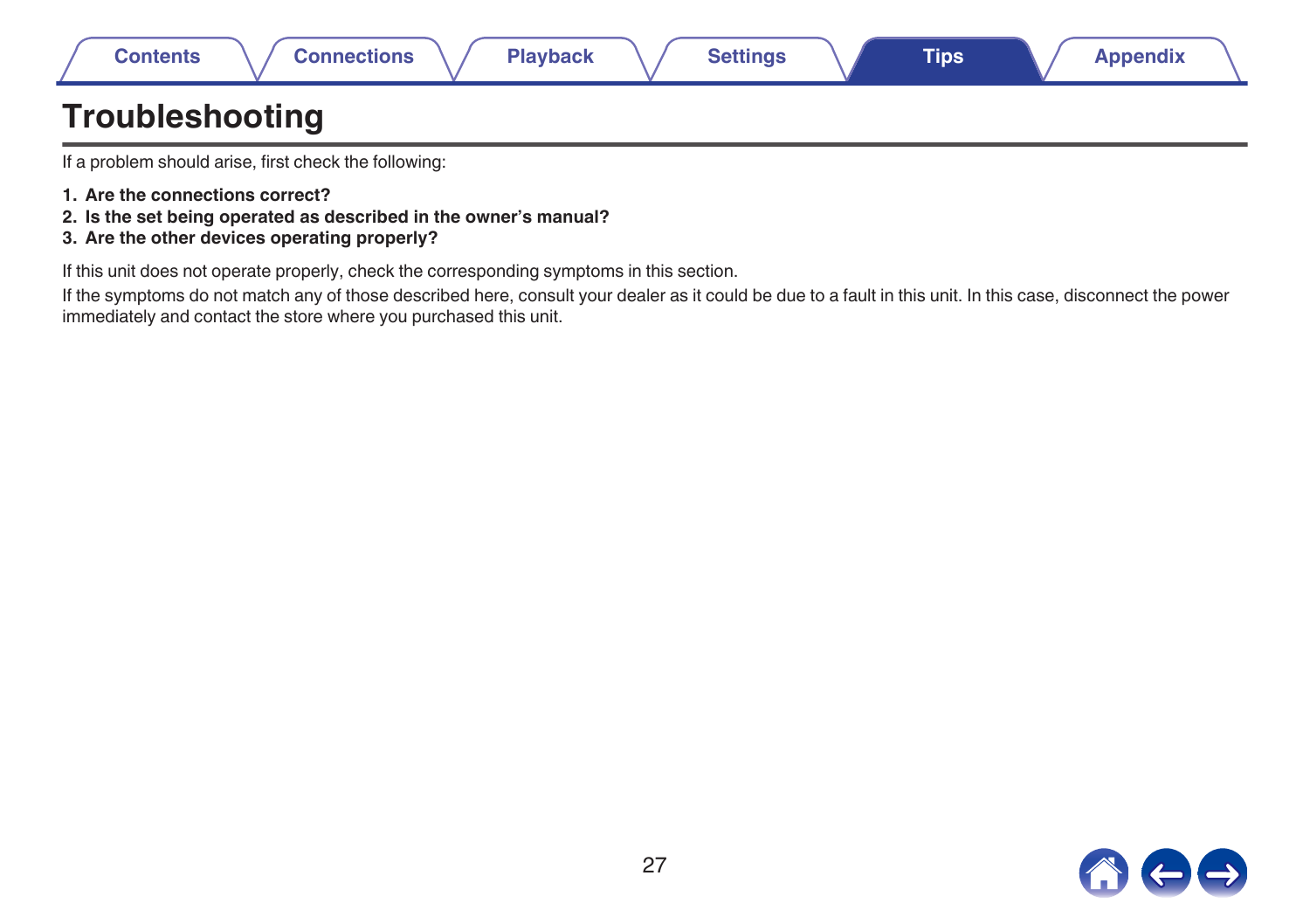# Troubleshooting

If a problem should arise, first check the following:

1. **Are the connections correct?**
2. **Is the set being operated as described in the owner's manual?**
3. **Are the other devices operating properly?**

If this unit does not operate properly, check the corresponding symptoms in this section.

If the symptoms do not match any of those described here, consult your dealer as it could be due to a fault in this unit. In this case, disconnect the power immediately and contact the store where you purchased this unit.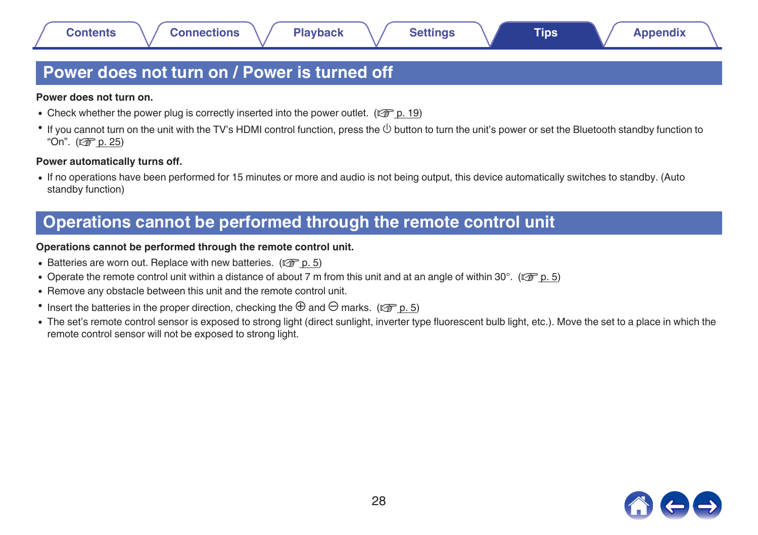## Power does not turn on / Power is turned off

**Power does not turn on.**

- Check whether the power plug is correctly inserted into the power outlet. (☞ p. 19)
- If you cannot turn on the unit with the TV's HDMI control function, press the ⏻ button to turn the unit's power or set the Bluetooth standby function to "On". (☞ p. 25)

**Power automatically turns off.**

- If no operations have been performed for 15 minutes or more and audio is not being output, this device automatically switches to standby. (Auto standby function)

## Operations cannot be performed through the remote control unit

**Operations cannot be performed through the remote control unit.**

- Batteries are worn out. Replace with new batteries. (☞ p. 5)
- Operate the remote control unit within a distance of about 7 m from this unit and at an angle of within 30°. (☞ p. 5)
- Remove any obstacle between this unit and the remote control unit.
- Insert the batteries in the proper direction, checking the ⊕ and ⊖ marks. (☞ p. 5)
- The set's remote control sensor is exposed to strong light (direct sunlight, inverter type fluorescent bulb light, etc.). Move the set to a place in which the remote control sensor will not be exposed to strong light.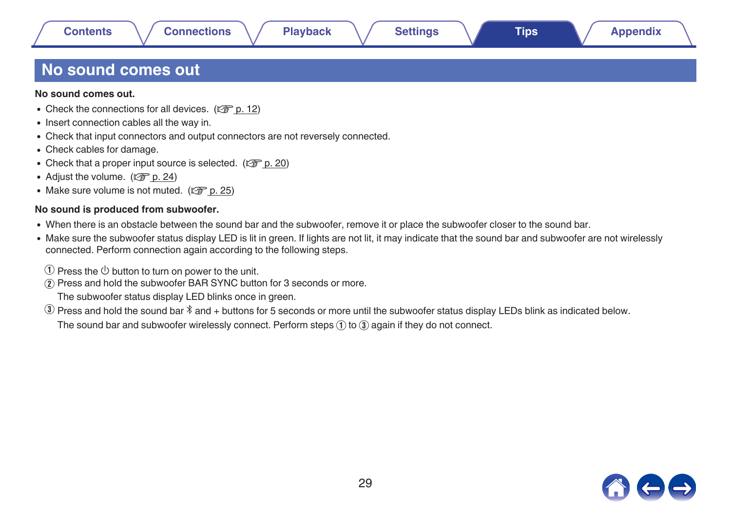# No sound comes out

**No sound comes out.**

- Check the connections for all devices. (☞ p. 12)
- Insert connection cables all the way in.
- Check that input connectors and output connectors are not reversely connected.
- Check cables for damage.
- Check that a proper input source is selected. (☞ p. 20)
- Adjust the volume. (☞ p. 24)
- Make sure volume is not muted. (☞ p. 25)

**No sound is produced from subwoofer.**

- When there is an obstacle between the sound bar and the subwoofer, remove it or place the subwoofer closer to the sound bar.
- Make sure the subwoofer status display LED is lit in green. If lights are not lit, it may indicate that the sound bar and subwoofer are not wirelessly connected. Perform connection again according to the following steps.

① Press the ⏻ button to turn on power to the unit.

② Press and hold the subwoofer BAR SYNC button for 3 seconds or more.
The subwoofer status display LED blinks once in green.

③ Press and hold the sound bar ᛒ and + buttons for 5 seconds or more until the subwoofer status display LEDs blink as indicated below.
The sound bar and subwoofer wirelessly connect. Perform steps ① to ③ again if they do not connect.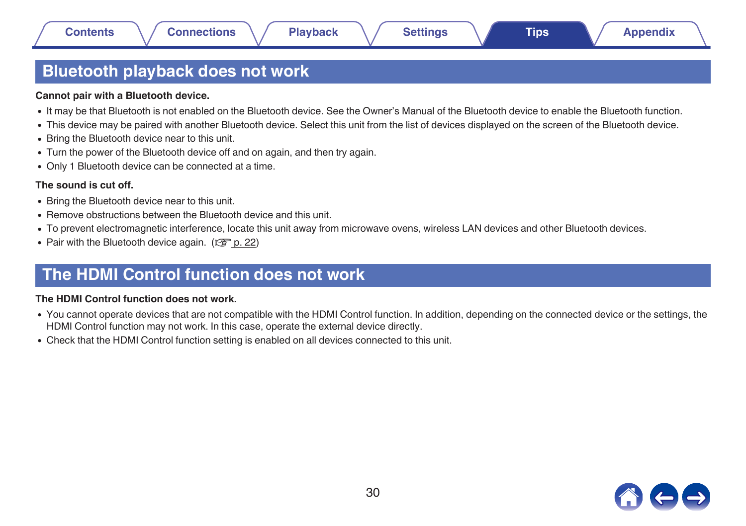## Bluetooth playback does not work

**Cannot pair with a Bluetooth device.**

- It may be that Bluetooth is not enabled on the Bluetooth device. See the Owner’s Manual of the Bluetooth device to enable the Bluetooth function.
- This device may be paired with another Bluetooth device. Select this unit from the list of devices displayed on the screen of the Bluetooth device.
- Bring the Bluetooth device near to this unit.
- Turn the power of the Bluetooth device off and on again, and then try again.
- Only 1 Bluetooth device can be connected at a time.

**The sound is cut off.**

- Bring the Bluetooth device near to this unit.
- Remove obstructions between the Bluetooth device and this unit.
- To prevent electromagnetic interference, locate this unit away from microwave ovens, wireless LAN devices and other Bluetooth devices.
- Pair with the Bluetooth device again. (☞ p. 22)

## The HDMI Control function does not work

**The HDMI Control function does not work.**

- You cannot operate devices that are not compatible with the HDMI Control function. In addition, depending on the connected device or the settings, the HDMI Control function may not work. In this case, operate the external device directly.
- Check that the HDMI Control function setting is enabled on all devices connected to this unit.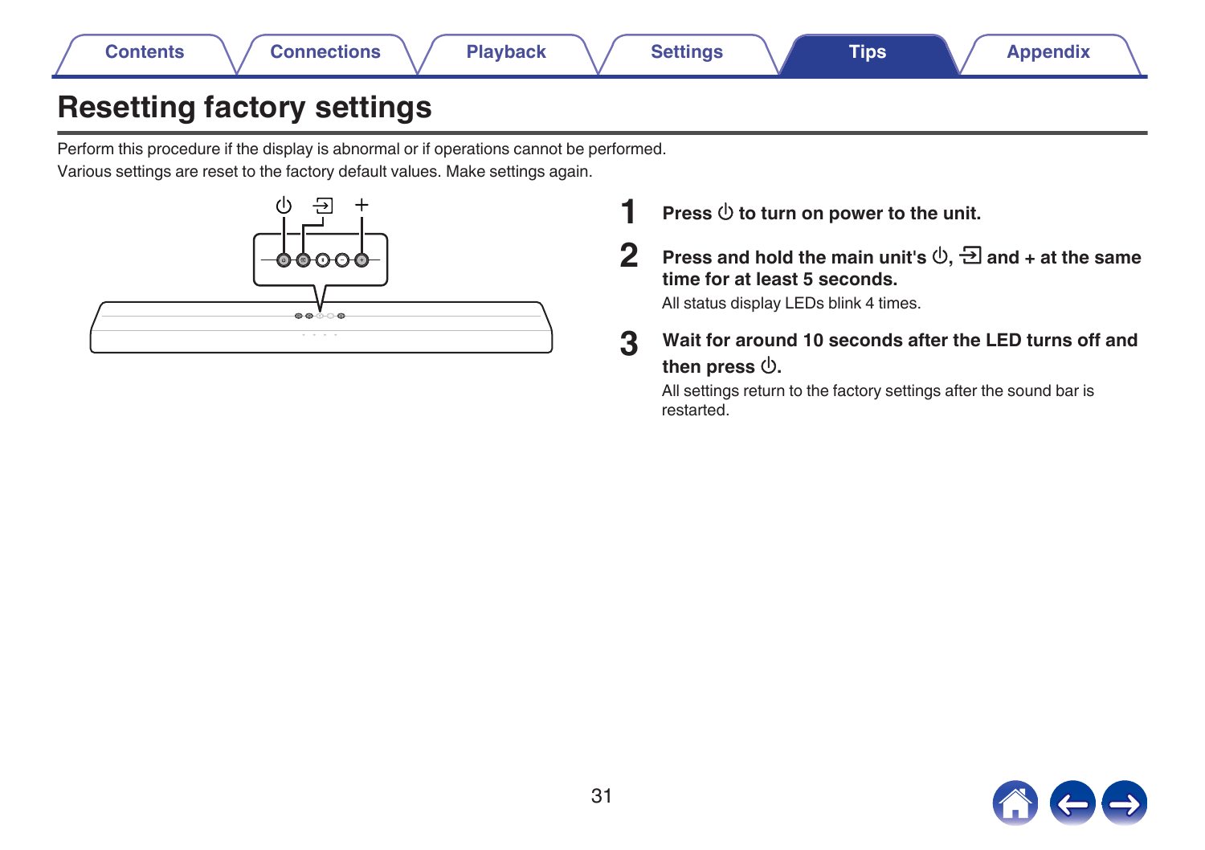# Resetting factory settings

Perform this procedure if the display is abnormal or if operations cannot be performed.
Various settings are reset to the factory default values. Make settings again.

**1** **Press ⏻ to turn on power to the unit.**

**2** **Press and hold the main unit's ⏻, ⇥ and + at the same time for at least 5 seconds.**

All status display LEDs blink 4 times.

**3** **Wait for around 10 seconds after the LED turns off and then press ⏻.**

All settings return to the factory settings after the sound bar is restarted.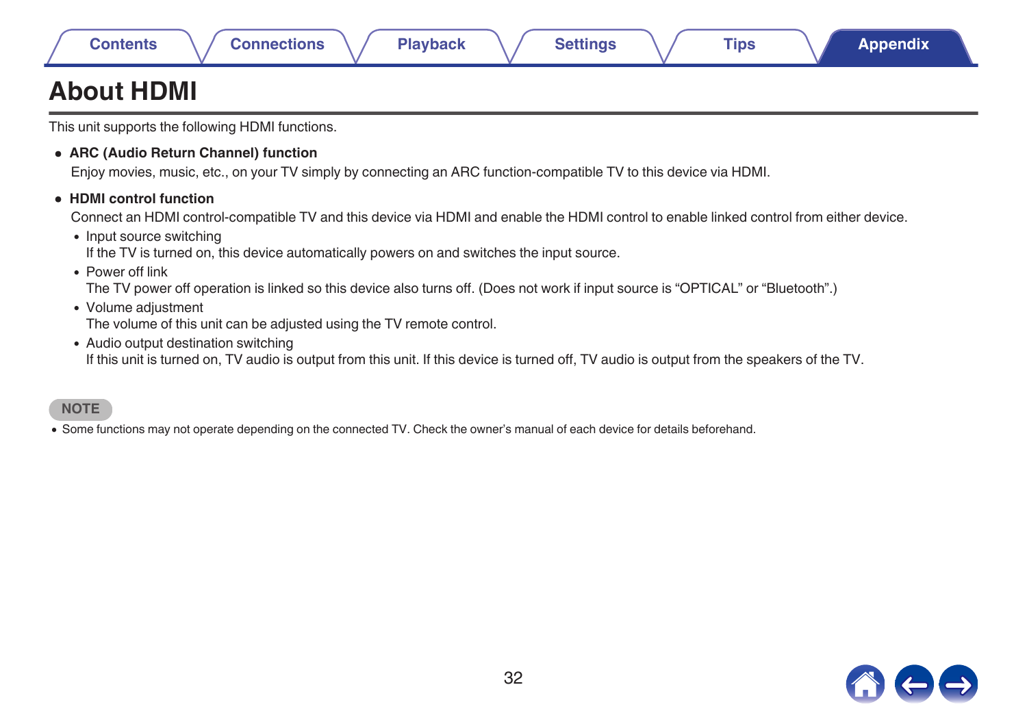# About HDMI

This unit supports the following HDMI functions.

- **ARC (Audio Return Channel) function**

  Enjoy movies, music, etc., on your TV simply by connecting an ARC function-compatible TV to this device via HDMI.

- **HDMI control function**

  Connect an HDMI control-compatible TV and this device via HDMI and enable the HDMI control to enable linked control from either device.

  - Input source switching
    If the TV is turned on, this device automatically powers on and switches the input source.
  - Power off link
    The TV power off operation is linked so this device also turns off. (Does not work if input source is “OPTICAL” or “Bluetooth”.)
  - Volume adjustment
    The volume of this unit can be adjusted using the TV remote control.
  - Audio output destination switching
    If this unit is turned on, TV audio is output from this unit. If this device is turned off, TV audio is output from the speakers of the TV.

**NOTE**

- Some functions may not operate depending on the connected TV. Check the owner’s manual of each device for details beforehand.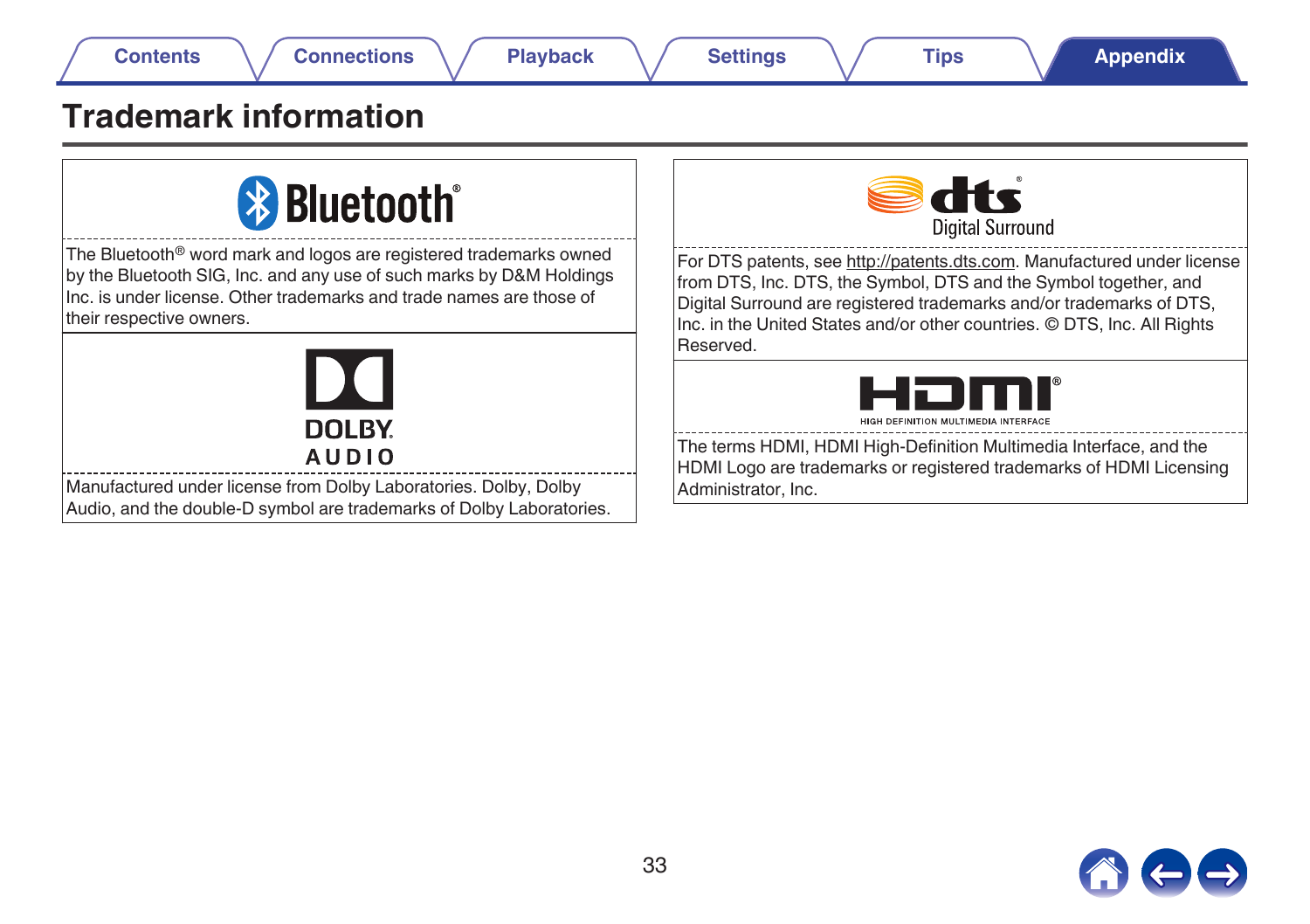# Trademark information

The Bluetooth® word mark and logos are registered trademarks owned by the Bluetooth SIG, Inc. and any use of such marks by D&M Holdings Inc. is under license. Other trademarks and trade names are those of their respective owners.

Manufactured under license from Dolby Laboratories. Dolby, Dolby Audio, and the double-D symbol are trademarks of Dolby Laboratories.

For DTS patents, see http://patents.dts.com. Manufactured under license from DTS, Inc. DTS, the Symbol, DTS and the Symbol together, and Digital Surround are registered trademarks and/or trademarks of DTS, Inc. in the United States and/or other countries. © DTS, Inc. All Rights Reserved.

The terms HDMI, HDMI High-Definition Multimedia Interface, and the HDMI Logo are trademarks or registered trademarks of HDMI Licensing Administrator, Inc.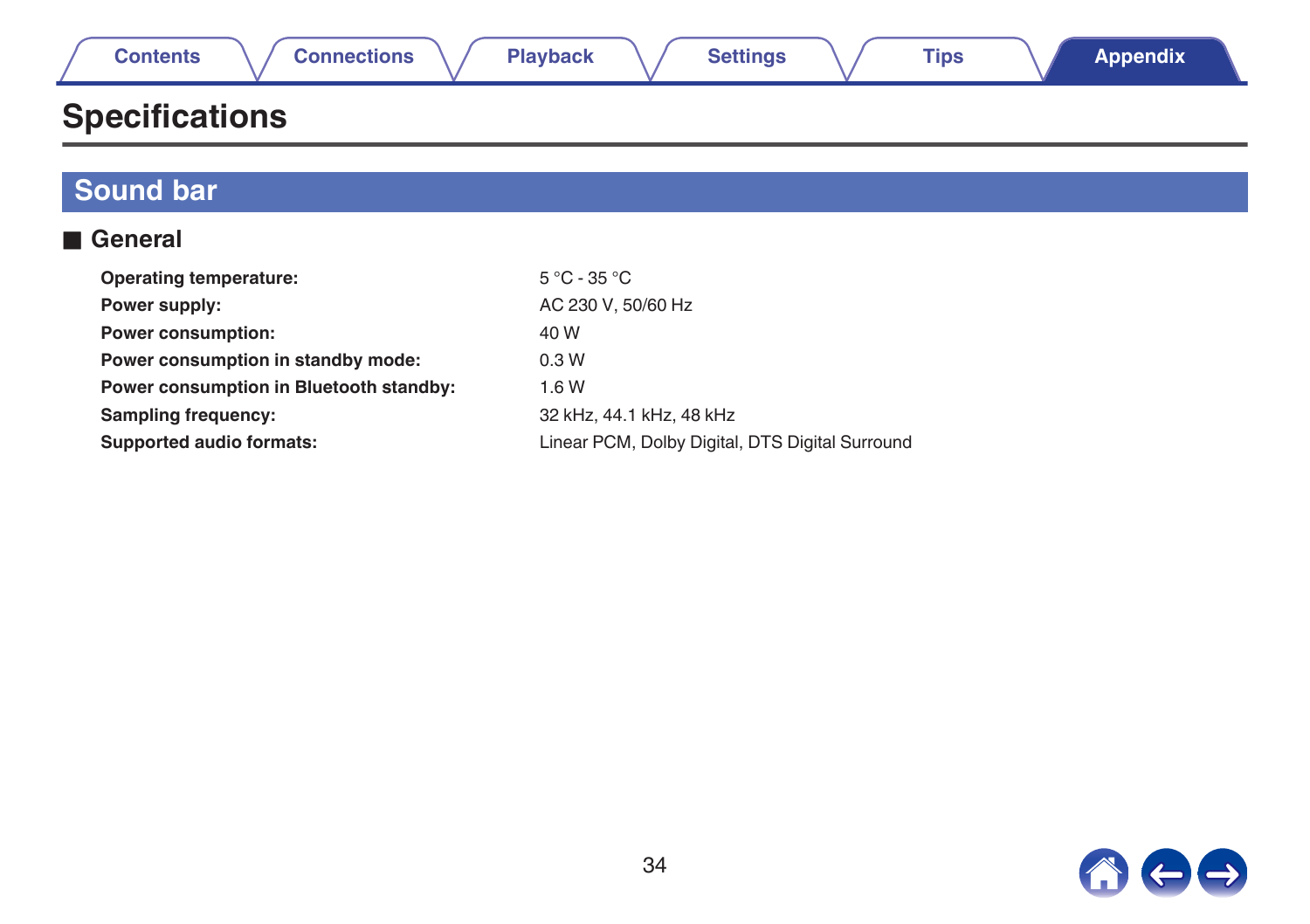# Specifications

## Sound bar

### ■ General

| | |
|---|---|
| **Operating temperature:** | 5 °C - 35 °C |
| **Power supply:** | AC 230 V, 50/60 Hz |
| **Power consumption:** | 40 W |
| **Power consumption in standby mode:** | 0.3 W |
| **Power consumption in Bluetooth standby:** | 1.6 W |
| **Sampling frequency:** | 32 kHz, 44.1 kHz, 48 kHz |
| **Supported audio formats:** | Linear PCM, Dolby Digital, DTS Digital Surround |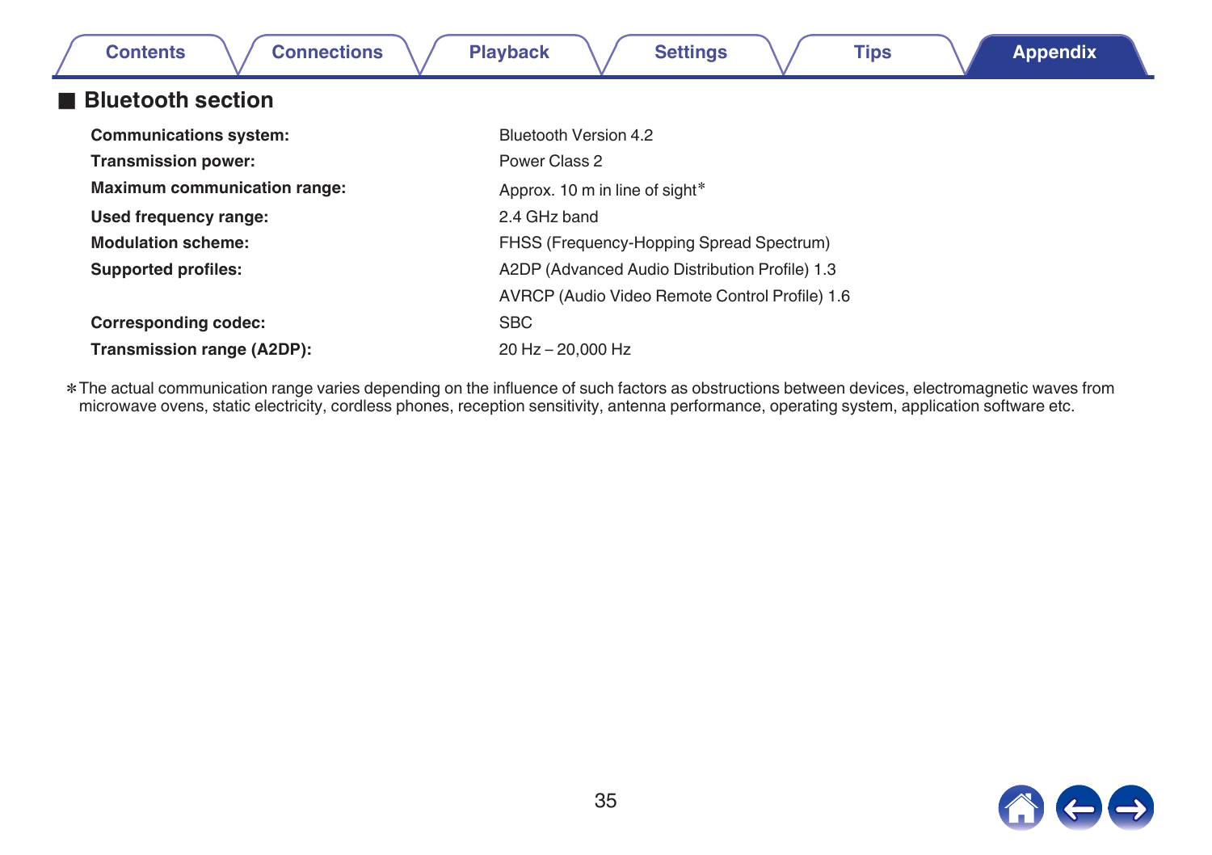## ■ Bluetooth section

| | |
|---|---|
| **Communications system:** | Bluetooth Version 4.2 |
| **Transmission power:** | Power Class 2 |
| **Maximum communication range:** | Approx. 10 m in line of sight* |
| **Used frequency range:** | 2.4 GHz band |
| **Modulation scheme:** | FHSS (Frequency-Hopping Spread Spectrum) |
| **Supported profiles:** | A2DP (Advanced Audio Distribution Profile) 1.3 |
| | AVRCP (Audio Video Remote Control Profile) 1.6 |
| **Corresponding codec:** | SBC |
| **Transmission range (A2DP):** | 20 Hz – 20,000 Hz |

* The actual communication range varies depending on the influence of such factors as obstructions between devices, electromagnetic waves from microwave ovens, static electricity, cordless phones, reception sensitivity, antenna performance, operating system, application software etc.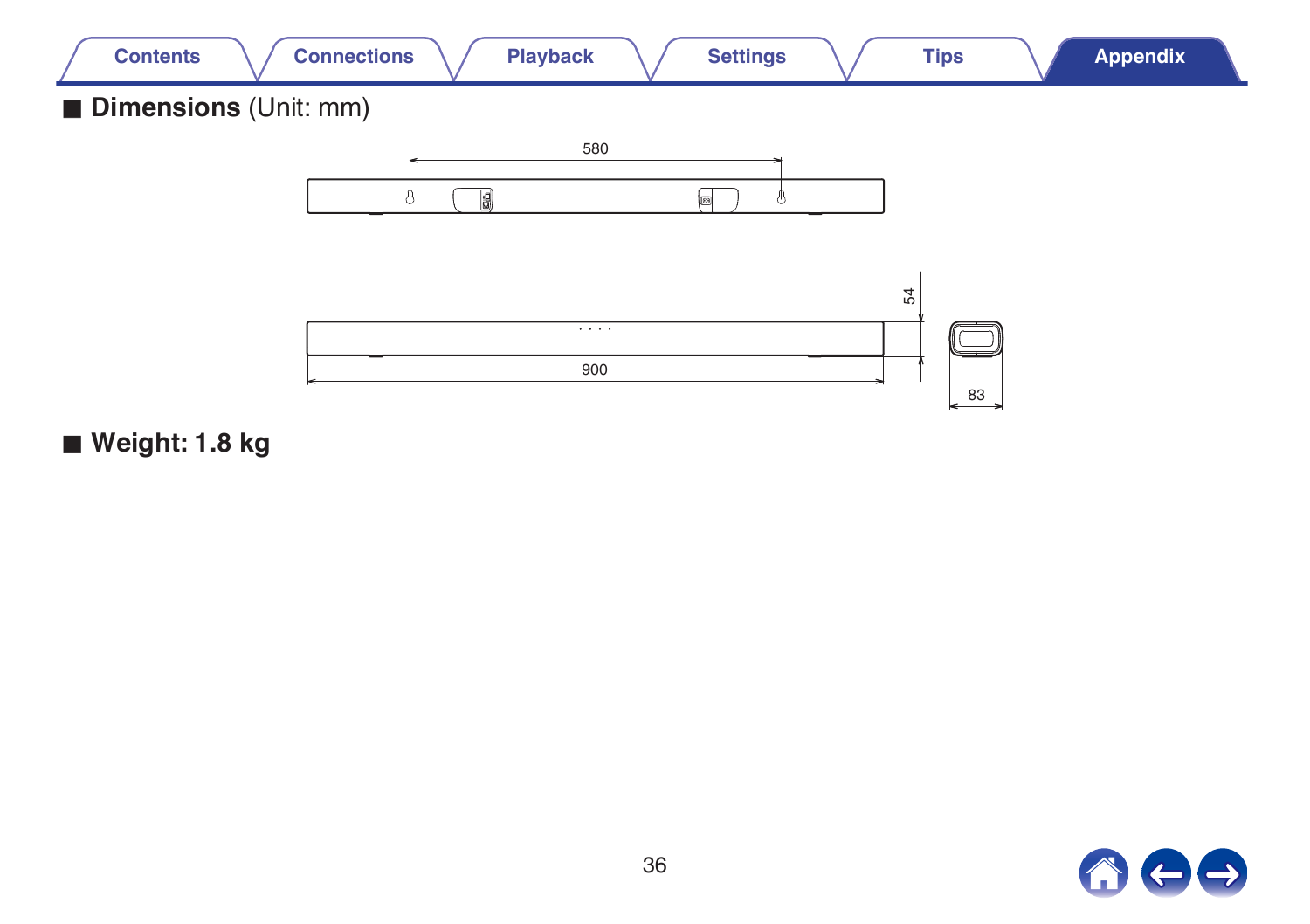## ■ Dimensions (Unit: mm)

580

54

900

83

## ■ Weight: 1.8 kg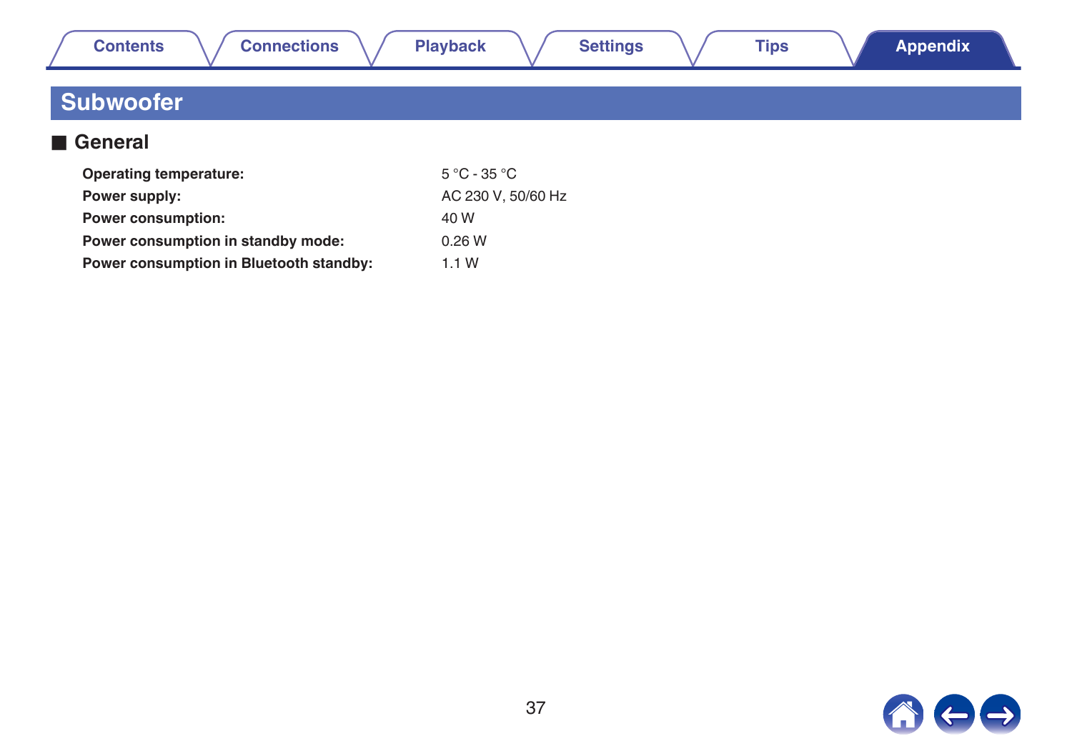# Subwoofer

## ■ General

| | |
|---|---|
| **Operating temperature:** | 5 °C - 35 °C |
| **Power supply:** | AC 230 V, 50/60 Hz |
| **Power consumption:** | 40 W |
| **Power consumption in standby mode:** | 0.26 W |
| **Power consumption in Bluetooth standby:** | 1.1 W |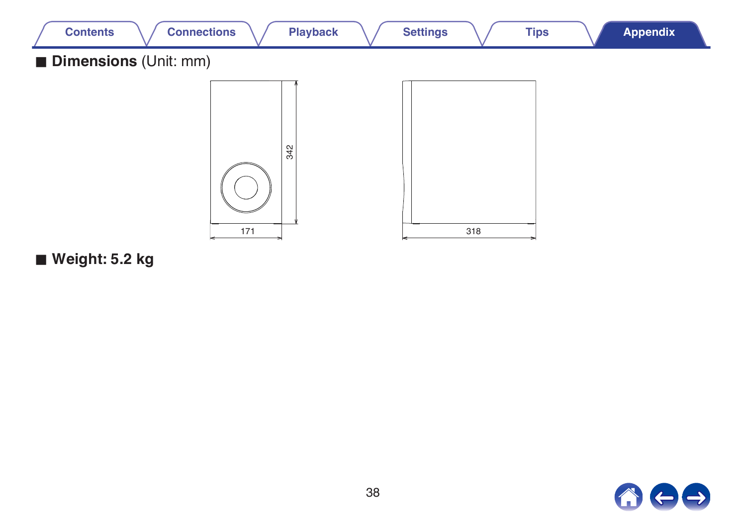## ■ Dimensions (Unit: mm)

342

171

318

## ■ Weight: 5.2 kg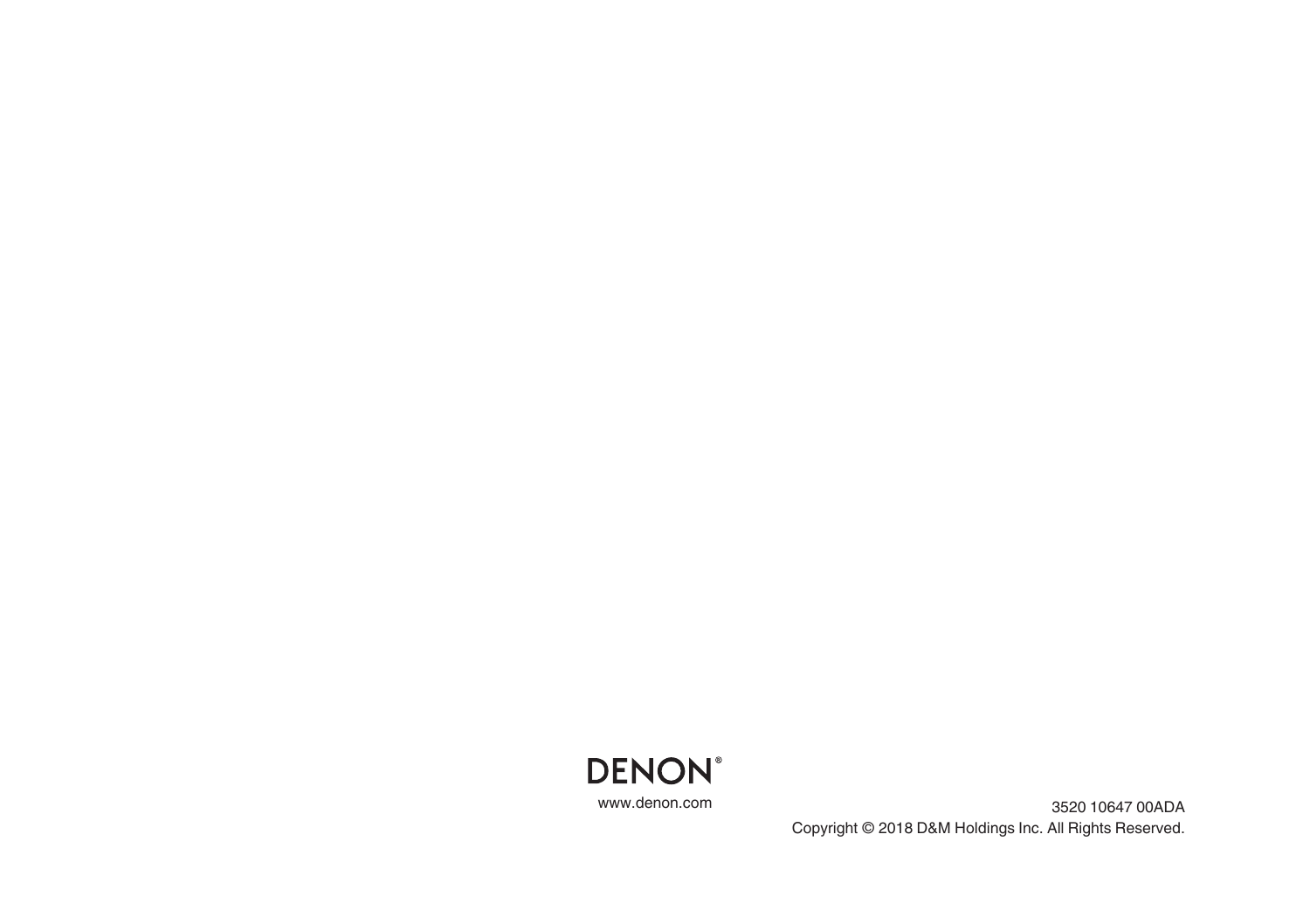DENON®

www.denon.com

3520 10647 00ADA

Copyright © 2018 D&M Holdings Inc. All Rights Reserved.